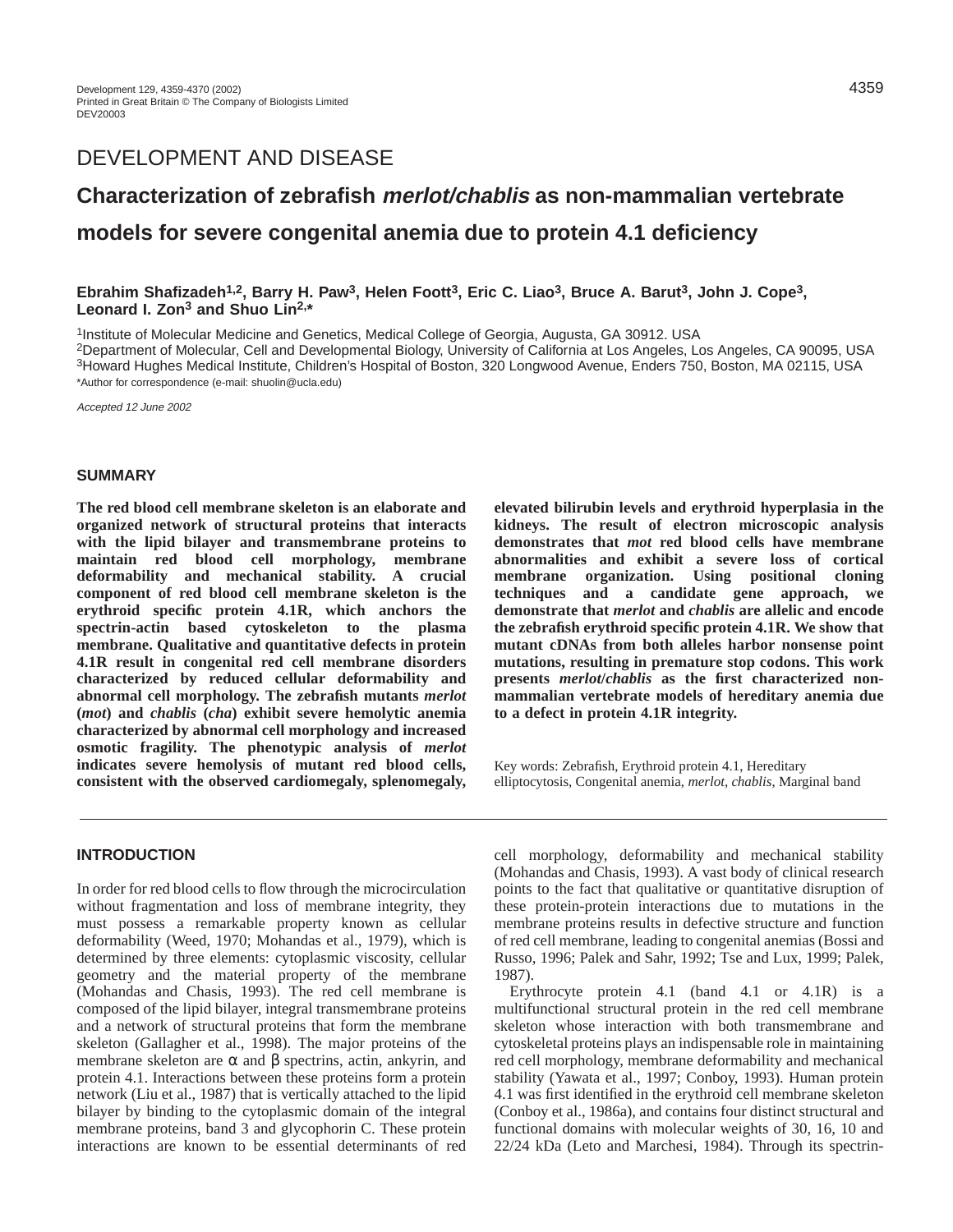DEVELOPMENT AND DISEASE

# Characterization of zebrafish *merlot/chablis* as non-mammalian vertebrate models for severe congenital anemia due to protein 4.1 deficiency

**Ebrahim Shafizadeh[1,2], Barry H. Paw[3], Helen Foott[3], Eric C. Liao[3], Bruce A. Barut[3], John J. Cope[3], Leonard I. Zon[3] and Shuo Lin[2,*]**

[1]Institute of Molecular Medicine and Genetics, Medical College of Georgia, Augusta, GA 30912. USA
[2]Department of Molecular, Cell and Developmental Biology, University of California at Los Angeles, Los Angeles, CA 90095, USA
[3]Howard Hughes Medical Institute, Children's Hospital of Boston, 320 Longwood Avenue, Enders 750, Boston, MA 02115, USA
*Author for correspondence (e-mail: shuolin@ucla.edu)

*Accepted 12 June 2002*

## SUMMARY

**The red blood cell membrane skeleton is an elaborate and organized network of structural proteins that interacts with the lipid bilayer and transmembrane proteins to maintain red blood cell morphology, membrane deformability and mechanical stability. A crucial component of red blood cell membrane skeleton is the erythroid specific protein 4.1R, which anchors the spectrin-actin based cytoskeleton to the plasma membrane. Qualitative and quantitative defects in protein 4.1R result in congenital red cell membrane disorders characterized by reduced cellular deformability and abnormal cell morphology. The zebrafish mutants *merlot* (*mot*) and *chablis* (*cha*) exhibit severe hemolytic anemia characterized by abnormal cell morphology and increased osmotic fragility. The phenotypic analysis of *merlot* indicates severe hemolysis of mutant red blood cells, consistent with the observed cardiomegaly, splenomegaly, elevated bilirubin levels and erythroid hyperplasia in the kidneys. The result of electron microscopic analysis demonstrates that *mot* red blood cells have membrane abnormalities and exhibit a severe loss of cortical membrane organization. Using positional cloning techniques and a candidate gene approach, we demonstrate that *merlot* and *chablis* are allelic and encode the zebrafish erythroid specific protein 4.1R. We show that mutant cDNAs from both alleles harbor nonsense point mutations, resulting in premature stop codons. This work presents *merlot*/*chablis* as the first characterized non-mammalian vertebrate models of hereditary anemia due to a defect in protein 4.1R integrity.**

Key words: Zebrafish, Erythroid protein 4.1, Hereditary elliptocytosis, Congenital anemia, *merlot*, *chablis*, Marginal band

## INTRODUCTION

In order for red blood cells to flow through the microcirculation without fragmentation and loss of membrane integrity, they must possess a remarkable property known as cellular deformability (Weed, 1970; Mohandas et al., 1979), which is determined by three elements: cytoplasmic viscosity, cellular geometry and the material property of the membrane (Mohandas and Chasis, 1993). The red cell membrane is composed of the lipid bilayer, integral transmembrane proteins and a network of structural proteins that form the membrane skeleton (Gallagher et al., 1998). The major proteins of the membrane skeleton are α and β spectrins, actin, ankyrin, and protein 4.1. Interactions between these proteins form a protein network (Liu et al., 1987) that is vertically attached to the lipid bilayer by binding to the cytoplasmic domain of the integral membrane proteins, band 3 and glycophorin C. These protein interactions are known to be essential determinants of red cell morphology, deformability and mechanical stability (Mohandas and Chasis, 1993). A vast body of clinical research points to the fact that qualitative or quantitative disruption of these protein-protein interactions due to mutations in the membrane proteins results in defective structure and function of red cell membrane, leading to congenital anemias (Bossi and Russo, 1996; Palek and Sahr, 1992; Tse and Lux, 1999; Palek, 1987).

Erythrocyte protein 4.1 (band 4.1 or 4.1R) is a multifunctional structural protein in the red cell membrane skeleton whose interaction with both transmembrane and cytoskeletal proteins plays an indispensable role in maintaining red cell morphology, membrane deformability and mechanical stability (Yawata et al., 1997; Conboy, 1993). Human protein 4.1 was first identified in the erythroid cell membrane skeleton (Conboy et al., 1986a), and contains four distinct structural and functional domains with molecular weights of 30, 16, 10 and 22/24 kDa (Leto and Marchesi, 1984). Through its spectrin-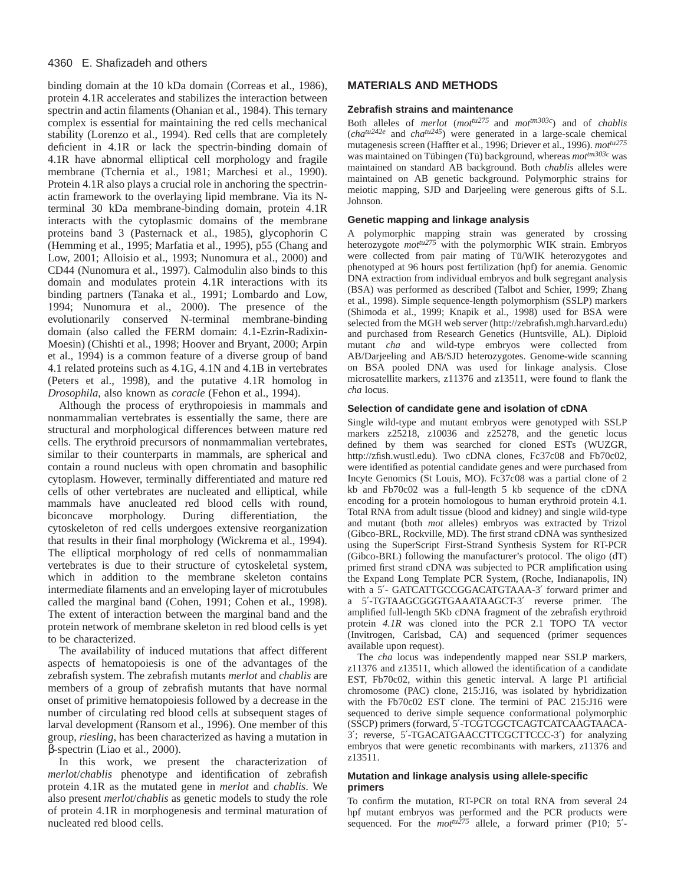binding domain at the 10 kDa domain (Correas et al., 1986), protein 4.1R accelerates and stabilizes the interaction between spectrin and actin filaments (Ohanian et al., 1984). This ternary complex is essential for maintaining the red cells mechanical stability (Lorenzo et al., 1994). Red cells that are completely deficient in 4.1R or lack the spectrin-binding domain of 4.1R have abnormal elliptical cell morphology and fragile membrane (Tchernia et al., 1981; Marchesi et al., 1990). Protein 4.1R also plays a crucial role in anchoring the spectrin-actin framework to the overlaying lipid membrane. Via its N-terminal 30 kDa membrane-binding domain, protein 4.1R interacts with the cytoplasmic domains of the membrane proteins band 3 (Pasternack et al., 1985), glycophorin C (Hemming et al., 1995; Marfatia et al., 1995), p55 (Chang and Low, 2001; Alloisio et al., 1993; Nunomura et al., 2000) and CD44 (Nunomura et al., 1997). Calmodulin also binds to this domain and modulates protein 4.1R interactions with its binding partners (Tanaka et al., 1991; Lombardo and Low, 1994; Nunomura et al., 2000). The presence of the evolutionarily conserved N-terminal membrane-binding domain (also called the FERM domain: 4.1-Ezrin-Radixin-Moesin) (Chishti et al., 1998; Hoover and Bryant, 2000; Arpin et al., 1994) is a common feature of a diverse group of band 4.1 related proteins such as 4.1G, 4.1N and 4.1B in vertebrates (Peters et al., 1998), and the putative 4.1R homolog in *Drosophila*, also known as *coracle* (Fehon et al., 1994).

Although the process of erythropoiesis in mammals and nonmammalian vertebrates is essentially the same, there are structural and morphological differences between mature red cells. The erythroid precursors of nonmammalian vertebrates, similar to their counterparts in mammals, are spherical and contain a round nucleus with open chromatin and basophilic cytoplasm. However, terminally differentiated and mature red cells of other vertebrates are nucleated and elliptical, while mammals have anucleated red blood cells with round, biconcave morphology. During differentiation, the cytoskeleton of red cells undergoes extensive reorganization that results in their final morphology (Wickrema et al., 1994). The elliptical morphology of red cells of nonmammalian vertebrates is due to their structure of cytoskeletal system, which in addition to the membrane skeleton contains intermediate filaments and an enveloping layer of microtubules called the marginal band (Cohen, 1991; Cohen et al., 1998). The extent of interaction between the marginal band and the protein network of membrane skeleton in red blood cells is yet to be characterized.

The availability of induced mutations that affect different aspects of hematopoiesis is one of the advantages of the zebrafish system. The zebrafish mutants *merlot* and *chablis* are members of a group of zebrafish mutants that have normal onset of primitive hematopoiesis followed by a decrease in the number of circulating red blood cells at subsequent stages of larval development (Ransom et al., 1996). One member of this group, *riesling*, has been characterized as having a mutation in β-spectrin (Liao et al., 2000).

In this work, we present the characterization of *merlot*/*chablis* phenotype and identification of zebrafish protein 4.1R as the mutated gene in *merlot* and *chablis*. We also present *merlot*/*chablis* as genetic models to study the role of protein 4.1R in morphogenesis and terminal maturation of nucleated red blood cells.

## MATERIALS AND METHODS

### Zebrafish strains and maintenance

Both alleles of *merlot* (*mot*$^{tu275}$ and *mot*$^{tm303c}$) and of *chablis* (*cha*$^{tu242e}$ and *cha*$^{tu245}$) were generated in a large-scale chemical mutagenesis screen (Haffter et al., 1996; Driever et al., 1996). *mot*$^{tu275}$ was maintained on Tübingen (Tü) background, whereas *mot*$^{tm303c}$ was maintained on standard AB background. Both *chablis* alleles were maintained on AB genetic background. Polymorphic strains for meiotic mapping, SJD and Darjeeling were generous gifts of S.L. Johnson.

### Genetic mapping and linkage analysis

A polymorphic mapping strain was generated by crossing heterozygote *mot*$^{tu275}$ with the polymorphic WIK strain. Embryos were collected from pair mating of Tü/WIK heterozygotes and phenotyped at 96 hours post fertilization (hpf) for anemia. Genomic DNA extraction from individual embryos and bulk segregant analysis (BSA) was performed as described (Talbot and Schier, 1999; Zhang et al., 1998). Simple sequence-length polymorphism (SSLP) markers (Shimoda et al., 1999; Knapik et al., 1998) used for BSA were selected from the MGH web server (http://zebrafish.mgh.harvard.edu) and purchased from Research Genetics (Huntsville, AL). Diploid mutant *cha* and wild-type embryos were collected from AB/Darjeeling and AB/SJD heterozygotes. Genome-wide scanning on BSA pooled DNA was used for linkage analysis. Close microsatellite markers, z11376 and z13511, were found to flank the *cha* locus.

### Selection of candidate gene and isolation of cDNA

Single wild-type and mutant embryos were genotyped with SSLP markers z25218, z10036 and z25278, and the genetic locus defined by them was searched for cloned ESTs (WUZGR, http://zfish.wustl.edu). Two cDNA clones, Fc37c08 and Fb70c02, were identified as potential candidate genes and were purchased from Incyte Genomics (St Louis, MO). Fc37c08 was a partial clone of 2 kb and Fb70c02 was a full-length 5 kb sequence of the cDNA encoding for a protein homologous to human erythroid protein 4.1. Total RNA from adult tissue (blood and kidney) and single wild-type and mutant (both *mot* alleles) embryos was extracted by Trizol (Gibco-BRL, Rockville, MD). The first strand cDNA was synthesized using the SuperScript First-Strand Synthesis System for RT-PCR (Gibco-BRL) following the manufacturer's protocol. The oligo (dT) primed first strand cDNA was subjected to PCR amplification using the Expand Long Template PCR System, (Roche, Indianapolis, IN) with a 5′- GATCATTGCCGGACATGTAAA-3′ forward primer and a 5′-TGTAAGCGGGTGAAATAAGCT-3′ reverse primer. The amplified full-length 5Kb cDNA fragment of the zebrafish erythroid protein *4.1R* was cloned into the PCR 2.1 TOPO TA vector (Invitrogen, Carlsbad, CA) and sequenced (primer sequences available upon request).

The *cha* locus was independently mapped near SSLP markers, z11376 and z13511, which allowed the identification of a candidate EST, Fb70c02, within this genetic interval. A large P1 artificial chromosome (PAC) clone, 215:J16, was isolated by hybridization with the Fb70c02 EST clone. The termini of PAC 215:J16 were sequenced to derive simple sequence conformational polymorphic (SSCP) primers (forward, 5′-TCGTCGCTCAGTCATCAAGTAACA-3′; reverse, 5′-TGACATGAACCTTCGCTTCCC-3′) for analyzing embryos that were genetic recombinants with markers, z11376 and z13511.

### Mutation and linkage analysis using allele-specific primers

To confirm the mutation, RT-PCR on total RNA from several 24 hpf mutant embryos was performed and the PCR products were sequenced. For the *mot*$^{tu275}$ allele, a forward primer (P10; 5′-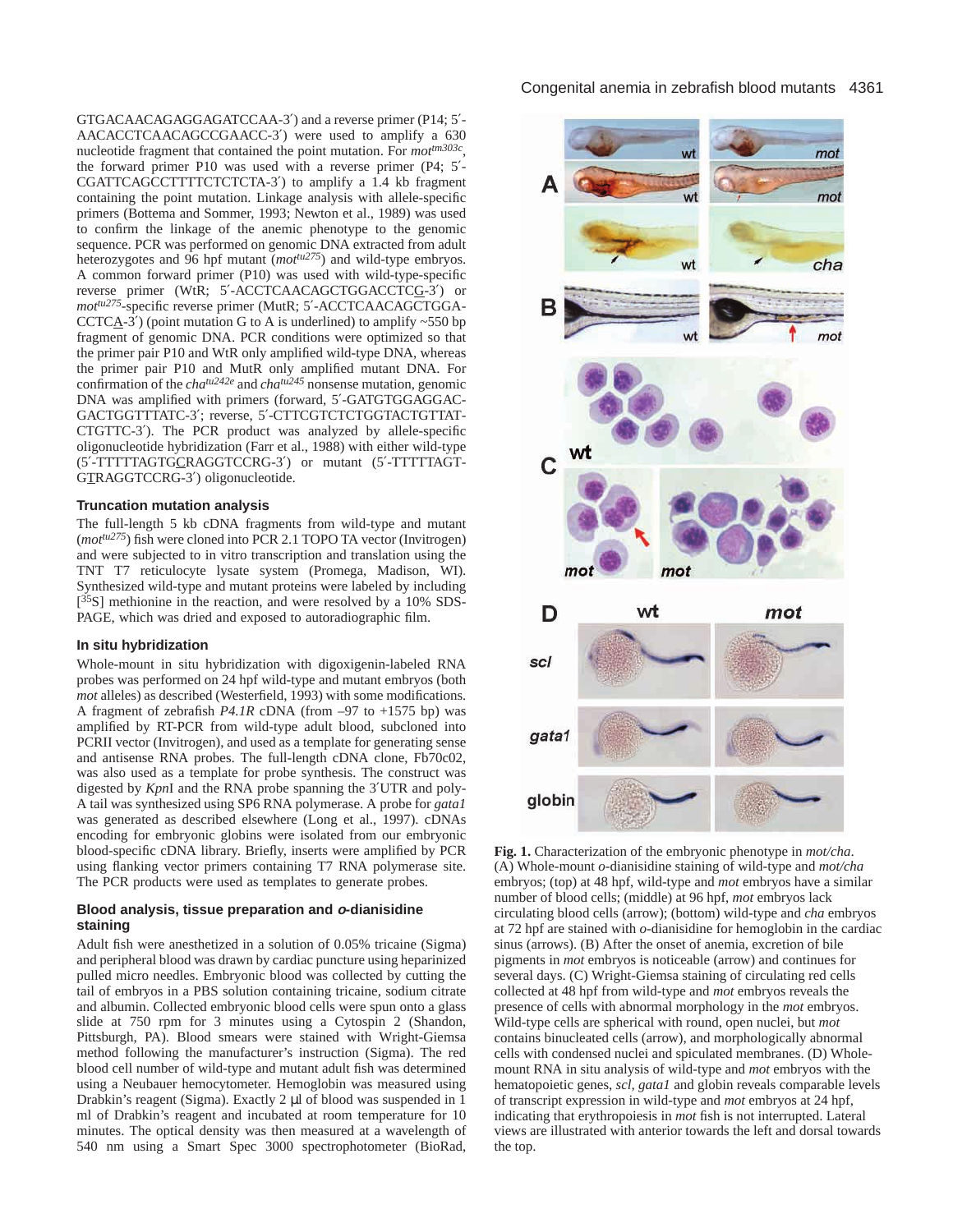GTGACAACAGAGGAGATCCAA-3′) and a reverse primer (P14; 5′-AACACCTCAACAGCCGAACC-3′) were used to amplify a 630 nucleotide fragment that contained the point mutation. For *mot*$^{tm303c}$, the forward primer P10 was used with a reverse primer (P4; 5′-CGATTCAGCCTTTTCTCTCTA-3′) to amplify a 1.4 kb fragment containing the point mutation. Linkage analysis with allele-specific primers (Bottema and Sommer, 1993; Newton et al., 1989) was used to confirm the linkage of the anemic phenotype to the genomic sequence. PCR was performed on genomic DNA extracted from adult heterozygotes and 96 hpf mutant (*mot*$^{tu275}$) and wild-type embryos. A common forward primer (P10) was used with wild-type-specific reverse primer (WtR; 5′-ACCTCAACAGCTGGACCTCG-3′) or *mot*$^{tu275}$-specific reverse primer (MutR; 5′-ACCTCAACAGCTGGA-CCTCA-3′) (point mutation G to A is underlined) to amplify ~550 bp fragment of genomic DNA. PCR conditions were optimized so that the primer pair P10 and WtR only amplified wild-type DNA, whereas the primer pair P10 and MutR only amplified mutant DNA. For confirmation of the *cha*$^{tu242e}$ and *cha*$^{tu245}$ nonsense mutation, genomic DNA was amplified with primers (forward, 5′-GATGTGGAGGAC-GACTGGTTTATC-3′; reverse, 5′-CTTCGTCTCTGGTACTGTTAT-CTGTTC-3′). The PCR product was analyzed by allele-specific oligonucleotide hybridization (Farr et al., 1988) with either wild-type (5′-TTTTTAGTGCRAGGTCCRG-3′) or mutant (5′-TTTTTAGT-GTRAGGTCCRG-3′) oligonucleotide.

### Truncation mutation analysis

The full-length 5 kb cDNA fragments from wild-type and mutant (*mot*$^{tu275}$) fish were cloned into PCR 2.1 TOPO TA vector (Invitrogen) and were subjected to in vitro transcription and translation using the TNT T7 reticulocyte lysate system (Promega, Madison, WI). Synthesized wild-type and mutant proteins were labeled by including [$^{35}$S] methionine in the reaction, and were resolved by a 10% SDS-PAGE, which was dried and exposed to autoradiographic film.

### In situ hybridization

Whole-mount in situ hybridization with digoxigenin-labeled RNA probes was performed on 24 hpf wild-type and mutant embryos (both *mot* alleles) as described (Westerfield, 1993) with some modifications. A fragment of zebrafish *P4.1R* cDNA (from –97 to +1575 bp) was amplified by RT-PCR from wild-type adult blood, subcloned into PCRII vector (Invitrogen), and used as a template for generating sense and antisense RNA probes. The full-length cDNA clone, Fb70c02, was also used as a template for probe synthesis. The construct was digested by *Kpn*I and the RNA probe spanning the 3′UTR and poly-A tail was synthesized using SP6 RNA polymerase. A probe for *gata1* was generated as described elsewhere (Long et al., 1997). cDNAs encoding for embryonic globins were isolated from our embryonic blood-specific cDNA library. Briefly, inserts were amplified by PCR using flanking vector primers containing T7 RNA polymerase site. The PCR products were used as templates to generate probes.

### Blood analysis, tissue preparation and *o*-dianisidine staining

Adult fish were anesthetized in a solution of 0.05% tricaine (Sigma) and peripheral blood was drawn by cardiac puncture using heparinized pulled micro needles. Embryonic blood was collected by cutting the tail of embryos in a PBS solution containing tricaine, sodium citrate and albumin. Collected embryonic blood cells were spun onto a glass slide at 750 rpm for 3 minutes using a Cytospin 2 (Shandon, Pittsburgh, PA). Blood smears were stained with Wright-Giemsa method following the manufacturer's instruction (Sigma). The red blood cell number of wild-type and mutant adult fish was determined using a Neubauer hemocytometer. Hemoglobin was measured using Drabkin's reagent (Sigma). Exactly 2 μl of blood was suspended in 1 ml of Drabkin's reagent and incubated at room temperature for 10 minutes. The optical density was then measured at a wavelength of 540 nm using a Smart Spec 3000 spectrophotometer (BioRad,

**Fig. 1.** Characterization of the embryonic phenotype in *mot/cha*. (A) Whole-mount *o*-dianisidine staining of wild-type and *mot/cha* embryos; (top) at 48 hpf, wild-type and *mot* embryos have a similar number of blood cells; (middle) at 96 hpf, *mot* embryos lack circulating blood cells (arrow); (bottom) wild-type and *cha* embryos at 72 hpf are stained with *o*-dianisidine for hemoglobin in the cardiac sinus (arrows). (B) After the onset of anemia, excretion of bile pigments in *mot* embryos is noticeable (arrow) and continues for several days. (C) Wright-Giemsa staining of circulating red cells collected at 48 hpf from wild-type and *mot* embryos reveals the presence of cells with abnormal morphology in the *mot* embryos. Wild-type cells are spherical with round, open nuclei, but *mot* contains binucleated cells (arrow), and morphologically abnormal cells with condensed nuclei and spiculated membranes. (D) Whole-mount RNA in situ analysis of wild-type and *mot* embryos with the hematopoietic genes, *scl*, *gata1* and globin reveals comparable levels of transcript expression in wild-type and *mot* embryos at 24 hpf, indicating that erythropoiesis in *mot* fish is not interrupted. Lateral views are illustrated with anterior towards the left and dorsal towards the top.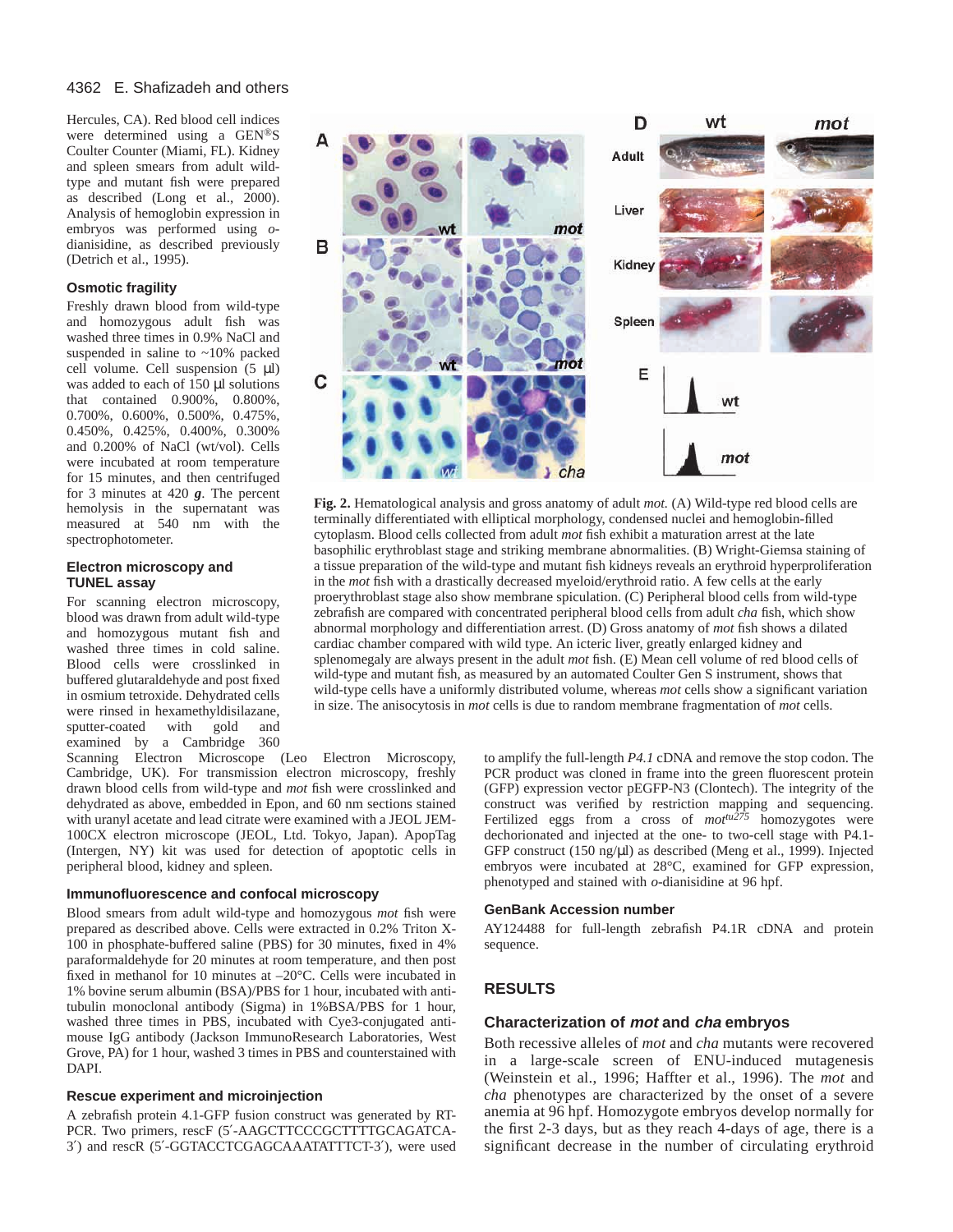Hercules, CA). Red blood cell indices were determined using a GEN®S Coulter Counter (Miami, FL). Kidney and spleen smears from adult wild-type and mutant fish were prepared as described (Long et al., 2000). Analysis of hemoglobin expression in embryos was performed using *o*-dianisidine, as described previously (Detrich et al., 1995).

### Osmotic fragility

Freshly drawn blood from wild-type and homozygous adult fish was washed three times in 0.9% NaCl and suspended in saline to ~10% packed cell volume. Cell suspension (5 µl) was added to each of 150 µl solutions that contained 0.900%, 0.800%, 0.700%, 0.600%, 0.500%, 0.475%, 0.450%, 0.425%, 0.400%, 0.300% and 0.200% of NaCl (wt/vol). Cells were incubated at room temperature for 15 minutes, and then centrifuged for 3 minutes at 420 ***g***. The percent hemolysis in the supernatant was measured at 540 nm with the spectrophotometer.

### Electron microscopy and TUNEL assay

For scanning electron microscopy, blood was drawn from adult wild-type and homozygous mutant fish and washed three times in cold saline. Blood cells were crosslinked in buffered glutaraldehyde and post fixed in osmium tetroxide. Dehydrated cells were rinsed in hexamethyldisilazane, sputter-coated with gold and examined by a Cambridge 360 Scanning Electron Microscope (Leo Electron Microscopy, Cambridge, UK). For transmission electron microscopy, freshly drawn blood cells from wild-type and *mot* fish were crosslinked and dehydrated as above, embedded in Epon, and 60 nm sections stained with uranyl acetate and lead citrate were examined with a JEOL JEM-100CX electron microscope (JEOL, Ltd. Tokyo, Japan). ApopTag (Intergen, NY) kit was used for detection of apoptotic cells in peripheral blood, kidney and spleen.

**Fig. 2.** Hematological analysis and gross anatomy of adult *mot.* (A) Wild-type red blood cells are terminally differentiated with elliptical morphology, condensed nuclei and hemoglobin-filled cytoplasm. Blood cells collected from adult *mot* fish exhibit a maturation arrest at the late basophilic erythroblast stage and striking membrane abnormalities. (B) Wright-Giemsa staining of a tissue preparation of the wild-type and mutant fish kidneys reveals an erythroid hyperproliferation in the *mot* fish with a drastically decreased myeloid/erythroid ratio. A few cells at the early proerythroblast stage also show membrane spiculation. (C) Peripheral blood cells from wild-type zebrafish are compared with concentrated peripheral blood cells from adult *cha* fish, which show abnormal morphology and differentiation arrest. (D) Gross anatomy of *mot* fish shows a dilated cardiac chamber compared with wild type. An icteric liver, greatly enlarged kidney and splenomegaly are always present in the adult *mot* fish. (E) Mean cell volume of red blood cells of wild-type and mutant fish, as measured by an automated Coulter Gen S instrument, shows that wild-type cells have a uniformly distributed volume, whereas *mot* cells show a significant variation in size. The anisocytosis in *mot* cells is due to random membrane fragmentation of *mot* cells.

### Immunofluorescence and confocal microscopy

Blood smears from adult wild-type and homozygous *mot* fish were prepared as described above. Cells were extracted in 0.2% Triton X-100 in phosphate-buffered saline (PBS) for 30 minutes, fixed in 4% paraformaldehyde for 20 minutes at room temperature, and then post fixed in methanol for 10 minutes at –20°C. Cells were incubated in 1% bovine serum albumin (BSA)/PBS for 1 hour, incubated with anti-tubulin monoclonal antibody (Sigma) in 1%BSA/PBS for 1 hour, washed three times in PBS, incubated with Cye3-conjugated anti-mouse IgG antibody (Jackson ImmunoResearch Laboratories, West Grove, PA) for 1 hour, washed 3 times in PBS and counterstained with DAPI.

### Rescue experiment and microinjection

A zebrafish protein 4.1-GFP fusion construct was generated by RT-PCR. Two primers, rescF (5′-AAGCTTCCCGCTTTTGCAGATCA-3′) and rescR (5′-GGTACCTCGAGCAAATATTTCT-3′), were used to amplify the full-length *P4.1* cDNA and remove the stop codon. The PCR product was cloned in frame into the green fluorescent protein (GFP) expression vector pEGFP-N3 (Clontech). The integrity of the construct was verified by restriction mapping and sequencing. Fertilized eggs from a cross of $mot^{tu275}$ homozygotes were dechorionated and injected at the one- to two-cell stage with P4.1-GFP construct (150 ng/µl) as described (Meng et al., 1999). Injected embryos were incubated at 28°C, examined for GFP expression, phenotyped and stained with *o*-dianisidine at 96 hpf.

### GenBank Accession number

AY124488 for full-length zebrafish P4.1R cDNA and protein sequence.

## RESULTS

### Characterization of *mot* and *cha* embryos

Both recessive alleles of *mot* and *cha* mutants were recovered in a large-scale screen of ENU-induced mutagenesis (Weinstein et al., 1996; Haffter et al., 1996). The *mot* and *cha* phenotypes are characterized by the onset of a severe anemia at 96 hpf. Homozygote embryos develop normally for the first 2-3 days, but as they reach 4-days of age, there is a significant decrease in the number of circulating erythroid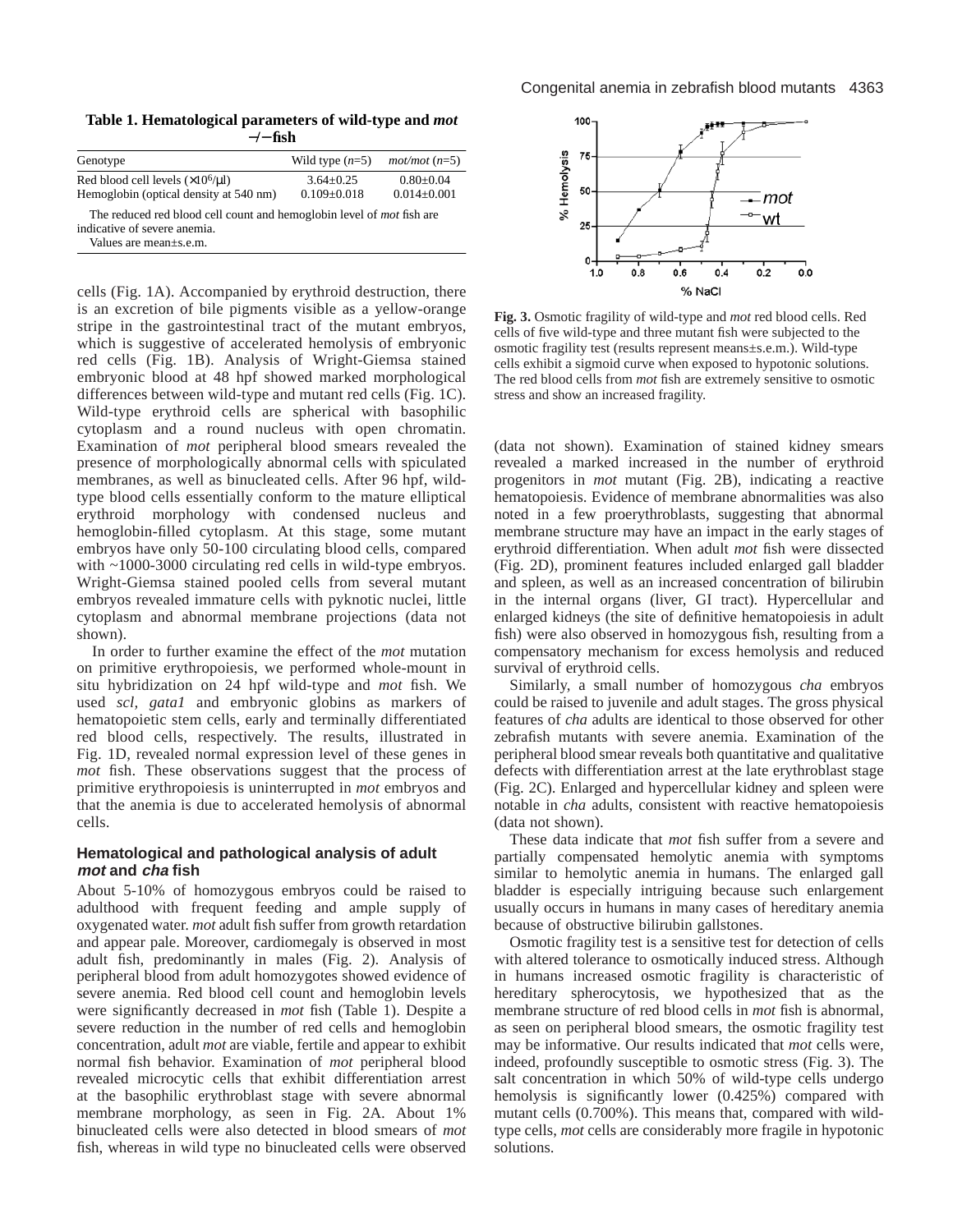**Table 1. Hematological parameters of wild-type and *mot* −/− fish**

| Genotype | Wild type (*n*=5) | *mot/mot* (*n*=5) |
|---|---|---|
| Red blood cell levels ($\times 10^6$/μl) | 3.64±0.25 | 0.80±0.04 |
| Hemoglobin (optical density at 540 nm) | 0.109±0.018 | 0.014±0.001 |

The reduced red blood cell count and hemoglobin level of *mot* fish are indicative of severe anemia.

Values are mean±s.e.m.

cells (Fig. 1A). Accompanied by erythroid destruction, there is an excretion of bile pigments visible as a yellow-orange stripe in the gastrointestinal tract of the mutant embryos, which is suggestive of accelerated hemolysis of embryonic red cells (Fig. 1B). Analysis of Wright-Giemsa stained embryonic blood at 48 hpf showed marked morphological differences between wild-type and mutant red cells (Fig. 1C). Wild-type erythroid cells are spherical with basophilic cytoplasm and a round nucleus with open chromatin. Examination of *mot* peripheral blood smears revealed the presence of morphologically abnormal cells with spiculated membranes, as well as binucleated cells. After 96 hpf, wild-type blood cells essentially conform to the mature elliptical erythroid morphology with condensed nucleus and hemoglobin-filled cytoplasm. At this stage, some mutant embryos have only 50-100 circulating blood cells, compared with ~1000-3000 circulating red cells in wild-type embryos. Wright-Giemsa stained pooled cells from several mutant embryos revealed immature cells with pyknotic nuclei, little cytoplasm and abnormal membrane projections (data not shown).

In order to further examine the effect of the *mot* mutation on primitive erythropoiesis, we performed whole-mount in situ hybridization on 24 hpf wild-type and *mot* fish. We used *scl, gata1* and embryonic globins as markers of hematopoietic stem cells, early and terminally differentiated red blood cells, respectively. The results, illustrated in Fig. 1D, revealed normal expression level of these genes in *mot* fish. These observations suggest that the process of primitive erythropoiesis is uninterrupted in *mot* embryos and that the anemia is due to accelerated hemolysis of abnormal cells.

### Hematological and pathological analysis of adult *mot* and *cha* fish

About 5-10% of homozygous embryos could be raised to adulthood with frequent feeding and ample supply of oxygenated water. *mot* adult fish suffer from growth retardation and appear pale. Moreover, cardiomegaly is observed in most adult fish, predominantly in males (Fig. 2). Analysis of peripheral blood from adult homozygotes showed evidence of severe anemia. Red blood cell count and hemoglobin levels were significantly decreased in *mot* fish (Table 1). Despite a severe reduction in the number of red cells and hemoglobin concentration, adult *mot* are viable, fertile and appear to exhibit normal fish behavior. Examination of *mot* peripheral blood revealed microcytic cells that exhibit differentiation arrest at the basophilic erythroblast stage with severe abnormal membrane morphology, as seen in Fig. 2A. About 1% binucleated cells were also detected in blood smears of *mot* fish, whereas in wild type no binucleated cells were observed (data not shown). Examination of stained kidney smears revealed a marked increased in the number of erythroid progenitors in *mot* mutant (Fig. 2B), indicating a reactive hematopoiesis. Evidence of membrane abnormalities was also noted in a few proerythroblasts, suggesting that abnormal membrane structure may have an impact in the early stages of erythroid differentiation. When adult *mot* fish were dissected (Fig. 2D), prominent features included enlarged gall bladder and spleen, as well as an increased concentration of bilirubin in the internal organs (liver, GI tract). Hypercellular and enlarged kidneys (the site of definitive hematopoiesis in adult fish) were also observed in homozygous fish, resulting from a compensatory mechanism for excess hemolysis and reduced survival of erythroid cells.

Similarly, a small number of homozygous *cha* embryos could be raised to juvenile and adult stages. The gross physical features of *cha* adults are identical to those observed for other zebrafish mutants with severe anemia. Examination of the peripheral blood smear reveals both quantitative and qualitative defects with differentiation arrest at the late erythroblast stage (Fig. 2C). Enlarged and hypercellular kidney and spleen were notable in *cha* adults, consistent with reactive hematopoiesis (data not shown).

These data indicate that *mot* fish suffer from a severe and partially compensated hemolytic anemia with symptoms similar to hemolytic anemia in humans. The enlarged gall bladder is especially intriguing because such enlargement usually occurs in humans in many cases of hereditary anemia because of obstructive bilirubin gallstones.

Osmotic fragility test is a sensitive test for detection of cells with altered tolerance to osmotically induced stress. Although in humans increased osmotic fragility is characteristic of hereditary spherocytosis, we hypothesized that as the membrane structure of red blood cells in *mot* fish is abnormal, as seen on peripheral blood smears, the osmotic fragility test may be informative. Our results indicated that *mot* cells were, indeed, profoundly susceptible to osmotic stress (Fig. 3). The salt concentration in which 50% of wild-type cells undergo hemolysis is significantly lower (0.425%) compared with mutant cells (0.700%). This means that, compared with wild-type cells, *mot* cells are considerably more fragile in hypotonic solutions.

**Fig. 3.** Osmotic fragility of wild-type and *mot* red blood cells. Red cells of five wild-type and three mutant fish were subjected to the osmotic fragility test (results represent means±s.e.m.). Wild-type cells exhibit a sigmoid curve when exposed to hypotonic solutions. The red blood cells from *mot* fish are extremely sensitive to osmotic stress and show an increased fragility.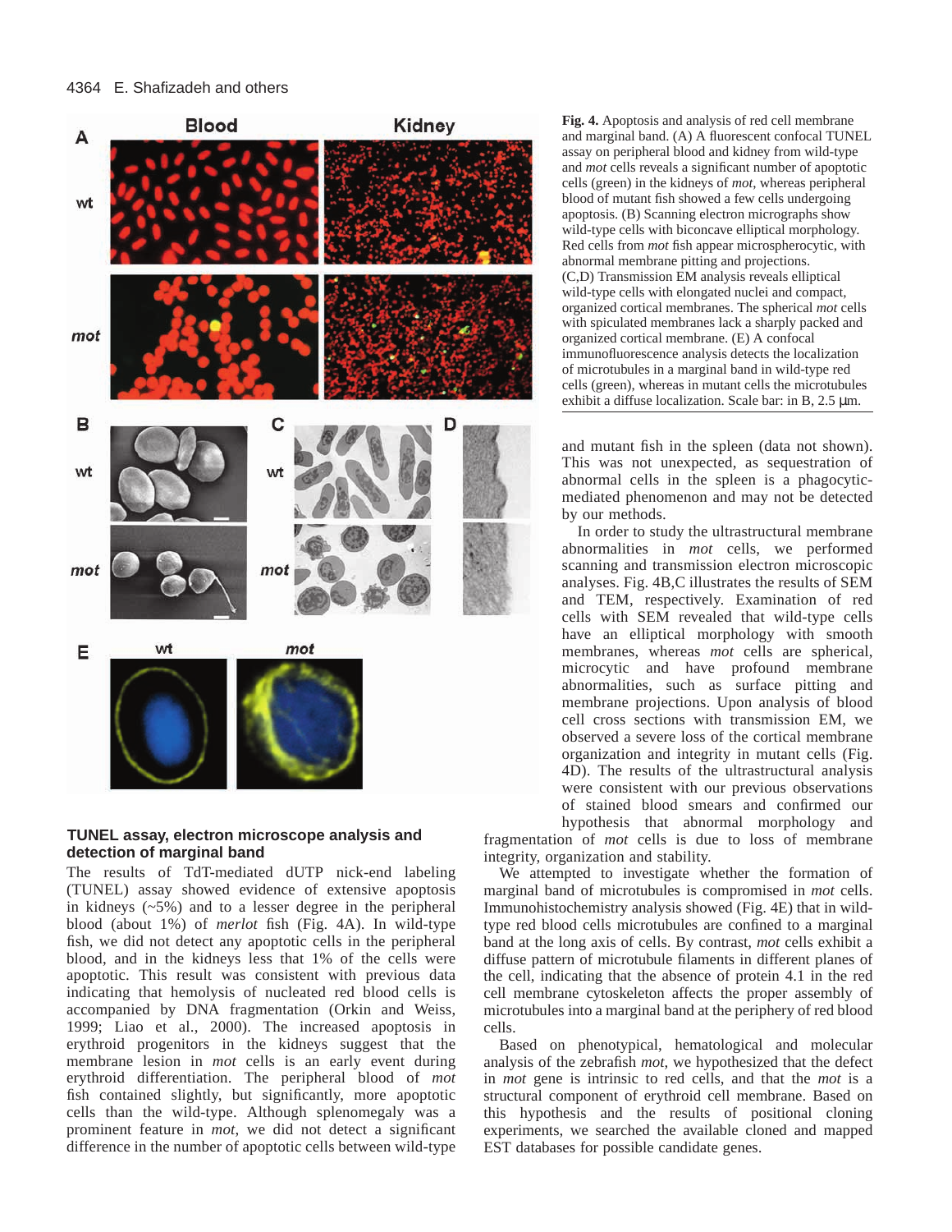**Fig. 4.** Apoptosis and analysis of red cell membrane and marginal band. (A) A fluorescent confocal TUNEL assay on peripheral blood and kidney from wild-type and *mot* cells reveals a significant number of apoptotic cells (green) in the kidneys of *mot*, whereas peripheral blood of mutant fish showed a few cells undergoing apoptosis. (B) Scanning electron micrographs show wild-type cells with biconcave elliptical morphology. Red cells from *mot* fish appear microspherocytic, with abnormal membrane pitting and projections. (C,D) Transmission EM analysis reveals elliptical wild-type cells with elongated nuclei and compact, organized cortical membranes. The spherical *mot* cells with spiculated membranes lack a sharply packed and organized cortical membrane. (E) A confocal immunofluorescence analysis detects the localization of microtubules in a marginal band in wild-type red cells (green), whereas in mutant cells the microtubules exhibit a diffuse localization. Scale bar: in B, 2.5 μm.

### TUNEL assay, electron microscope analysis and detection of marginal band

The results of TdT-mediated dUTP nick-end labeling (TUNEL) assay showed evidence of extensive apoptosis in kidneys (~5%) and to a lesser degree in the peripheral blood (about 1%) of *merlot* fish (Fig. 4A). In wild-type fish, we did not detect any apoptotic cells in the peripheral blood, and in the kidneys less that 1% of the cells were apoptotic. This result was consistent with previous data indicating that hemolysis of nucleated red blood cells is accompanied by DNA fragmentation (Orkin and Weiss, 1999; Liao et al., 2000). The increased apoptosis in erythroid progenitors in the kidneys suggest that the membrane lesion in *mot* cells is an early event during erythroid differentiation. The peripheral blood of *mot* fish contained slightly, but significantly, more apoptotic cells than the wild-type. Although splenomegaly was a prominent feature in *mot*, we did not detect a significant difference in the number of apoptotic cells between wild-type and mutant fish in the spleen (data not shown). This was not unexpected, as sequestration of abnormal cells in the spleen is a phagocytic-mediated phenomenon and may not be detected by our methods.

In order to study the ultrastructural membrane abnormalities in *mot* cells, we performed scanning and transmission electron microscopic analyses. Fig. 4B,C illustrates the results of SEM and TEM, respectively. Examination of red cells with SEM revealed that wild-type cells have an elliptical morphology with smooth membranes, whereas *mot* cells are spherical, microcytic and have profound membrane abnormalities, such as surface pitting and membrane projections. Upon analysis of blood cell cross sections with transmission EM, we observed a severe loss of the cortical membrane organization and integrity in mutant cells (Fig. 4D). The results of the ultrastructural analysis were consistent with our previous observations of stained blood smears and confirmed our hypothesis that abnormal morphology and fragmentation of *mot* cells is due to loss of membrane integrity, organization and stability.

We attempted to investigate whether the formation of marginal band of microtubules is compromised in *mot* cells. Immunohistochemistry analysis showed (Fig. 4E) that in wild-type red blood cells microtubules are confined to a marginal band at the long axis of cells. By contrast, *mot* cells exhibit a diffuse pattern of microtubule filaments in different planes of the cell, indicating that the absence of protein 4.1 in the red cell membrane cytoskeleton affects the proper assembly of microtubules into a marginal band at the periphery of red blood cells.

Based on phenotypical, hematological and molecular analysis of the zebrafish *mot*, we hypothesized that the defect in *mot* gene is intrinsic to red cells, and that the *mot* is a structural component of erythroid cell membrane. Based on this hypothesis and the results of positional cloning experiments, we searched the available cloned and mapped EST databases for possible candidate genes.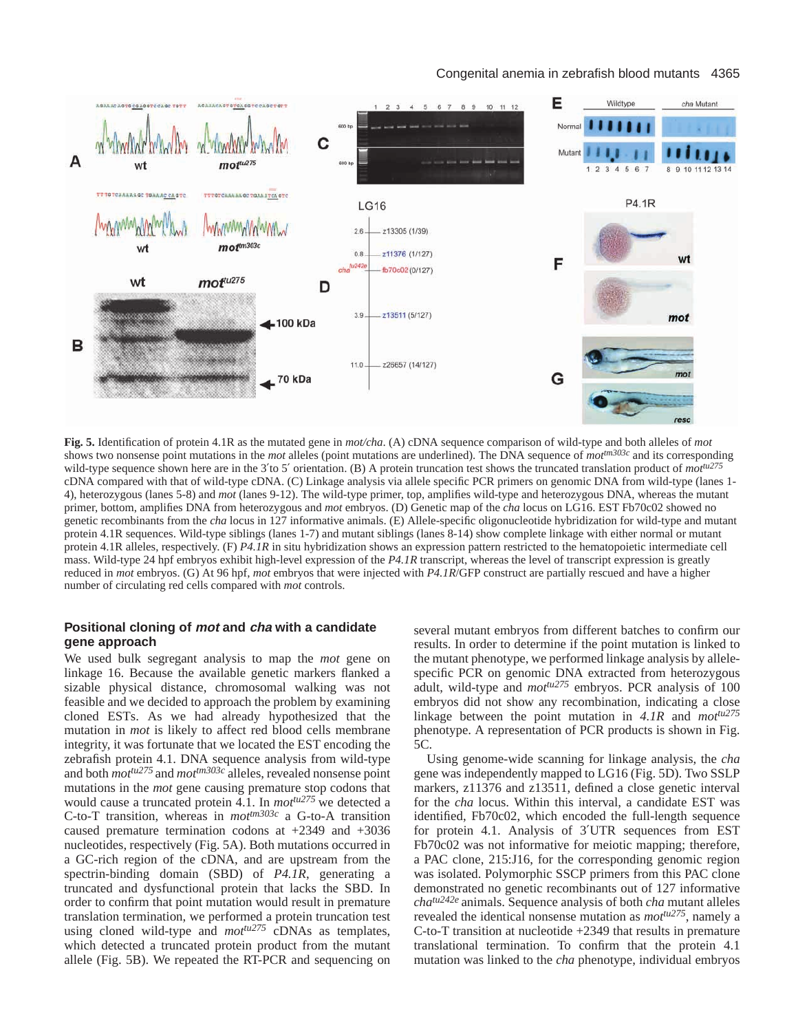**Fig. 5.** Identification of protein 4.1R as the mutated gene in *mot/cha*. (A) cDNA sequence comparison of wild-type and both alleles of *mot* shows two nonsense point mutations in the *mot* alleles (point mutations are underlined). The DNA sequence of *mot*$^{tm303c}$ and its corresponding wild-type sequence shown here are in the 3′to 5′ orientation. (B) A protein truncation test shows the truncated translation product of *mot*$^{tu275}$ cDNA compared with that of wild-type cDNA. (C) Linkage analysis via allele specific PCR primers on genomic DNA from wild-type (lanes 1-4), heterozygous (lanes 5-8) and *mot* (lanes 9-12). The wild-type primer, top, amplifies wild-type and heterozygous DNA, whereas the mutant primer, bottom, amplifies DNA from heterozygous and *mot* embryos. (D) Genetic map of the *cha* locus on LG16. EST Fb70c02 showed no genetic recombinants from the *cha* locus in 127 informative animals. (E) Allele-specific oligonucleotide hybridization for wild-type and mutant protein 4.1R sequences. Wild-type siblings (lanes 1-7) and mutant siblings (lanes 8-14) show complete linkage with either normal or mutant protein 4.1R alleles, respectively. (F) *P4.1R* in situ hybridization shows an expression pattern restricted to the hematopoietic intermediate cell mass. Wild-type 24 hpf embryos exhibit high-level expression of the *P4.1R* transcript, whereas the level of transcript expression is greatly reduced in *mot* embryos. (G) At 96 hpf, *mot* embryos that were injected with *P4.1R*/GFP construct are partially rescued and have a higher number of circulating red cells compared with *mot* controls.

### Positional cloning of *mot* and *cha* with a candidate gene approach

We used bulk segregant analysis to map the *mot* gene on linkage 16. Because the available genetic markers flanked a sizable physical distance, chromosomal walking was not feasible and we decided to approach the problem by examining cloned ESTs. As we had already hypothesized that the mutation in *mot* is likely to affect red blood cells membrane integrity, it was fortunate that we located the EST encoding the zebrafish protein 4.1. DNA sequence analysis from wild-type and both *mot*$^{tu275}$ and *mot*$^{tm303c}$ alleles, revealed nonsense point mutations in the *mot* gene causing premature stop codons that would cause a truncated protein 4.1. In *mot*$^{tu275}$ we detected a C-to-T transition, whereas in *mot*$^{tm303c}$ a G-to-A transition caused premature termination codons at +2349 and +3036 nucleotides, respectively (Fig. 5A). Both mutations occurred in a GC-rich region of the cDNA, and are upstream from the spectrin-binding domain (SBD) of *P4.1R*, generating a truncated and dysfunctional protein that lacks the SBD. In order to confirm that point mutation would result in premature translation termination, we performed a protein truncation test using cloned wild-type and *mot*$^{tu275}$ cDNAs as templates, which detected a truncated protein product from the mutant allele (Fig. 5B). We repeated the RT-PCR and sequencing on several mutant embryos from different batches to confirm our results. In order to determine if the point mutation is linked to the mutant phenotype, we performed linkage analysis by allele-specific PCR on genomic DNA extracted from heterozygous adult, wild-type and *mot*$^{tu275}$ embryos. PCR analysis of 100 embryos did not show any recombination, indicating a close linkage between the point mutation in *4.1R* and *mot*$^{tu275}$ phenotype. A representation of PCR products is shown in Fig. 5C.

Using genome-wide scanning for linkage analysis, the *cha* gene was independently mapped to LG16 (Fig. 5D). Two SSLP markers, z11376 and z13511, defined a close genetic interval for the *cha* locus. Within this interval, a candidate EST was identified, Fb70c02, which encoded the full-length sequence for protein 4.1. Analysis of 3′UTR sequences from EST Fb70c02 was not informative for meiotic mapping; therefore, a PAC clone, 215:J16, for the corresponding genomic region was isolated. Polymorphic SSCP primers from this PAC clone demonstrated no genetic recombinants out of 127 informative *cha*$^{tu242e}$ animals. Sequence analysis of both *cha* mutant alleles revealed the identical nonsense mutation as *mot*$^{tu275}$, namely a C-to-T transition at nucleotide +2349 that results in premature translational termination. To confirm that the protein 4.1 mutation was linked to the *cha* phenotype, individual embryos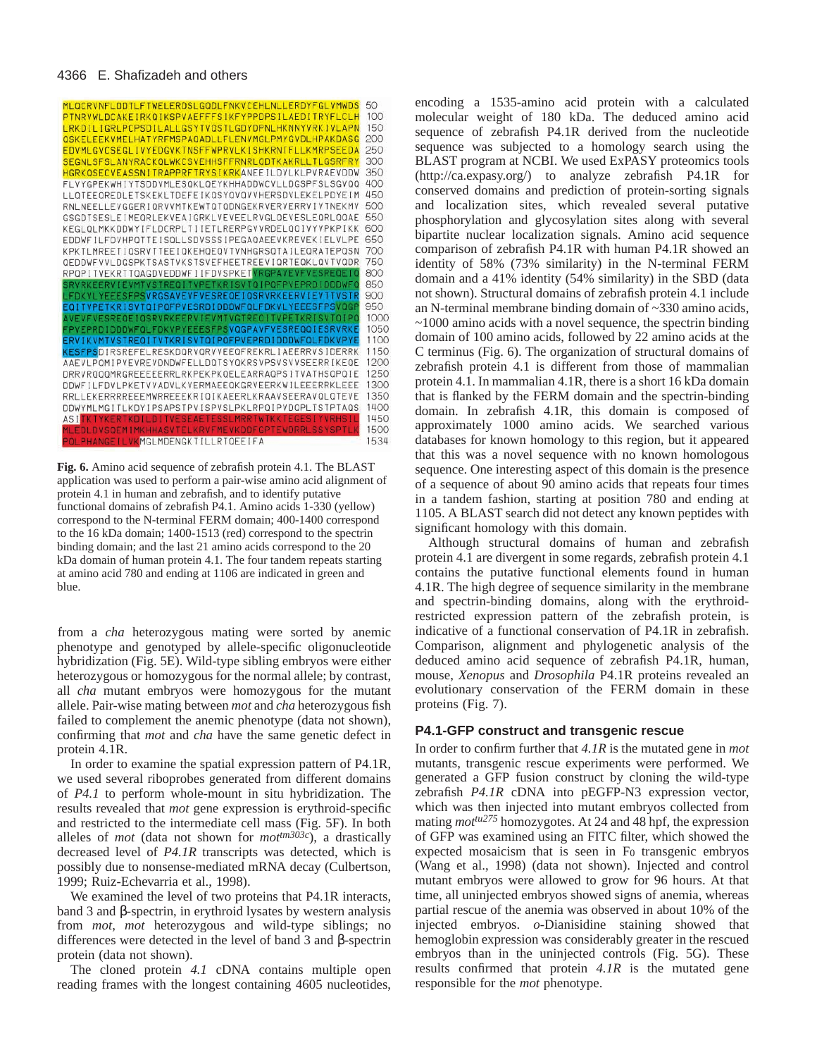```
MLQCRVNFLDDTLFTWELERDSLGQDLFNKVCEHLNLLERDYFGLVMWDS  50
PTNRYWLDCAKEIRKQIKSPVAEFFFSIKFYPPDPSILAEDITRYFLCLH  100
LRKDILIGRLPCPSDILALLGSYTVQSTLGDYDPNLHKNNYVRKIVLAPN  150
QSKELEEKVMELHATYRFMSPAQADLLFLENVMGLPMYGVDLHPAKDASG  200
EDVMLGVCSEGLIVYEDGVKTNSFFWPRVLKISHKRNIFLLKMRPSEEDA  250
SEGNLSFSLANYRACKQLWKCSVEHHSFFRNRLQDTKAKRLLTLGSRFRY  300
HGRKQSECVEASSNITRAPPRFTRYSIKRKANEEILDVLKLPVRAEVDDW  350
FLVYGPEKWHIYTSDDVMLESQKLQEYKHHADDWCVLLDGSPFSLSGVQQ  400
LLQTEEQREDLETSKEKLTDEFEIKQSYQVQVVHERSDVLEKELPDYEIM  450
RNLNEELLEVGGERIQRVVMTKEWTQTQDNGEKRVERVERRVIVTNEKMV  500
GSGDTSESLEIMEQRLEKVEAIGRKLVEVEELRVGLQEVESLEQRLQQAE  550
KEGLQLMKKDDWYIFLDCRPLTIIETLRERPGYVRDELQQIVYYPKPIKK  600
EDDWFILFDVHPQTTEISQLLSDVSSSIPEGAQAEEVKREVEKIELVLPE  650
KPKTLMREETIQSRVTTEEIQKEHQEQVTVNHGRSQTAILEQRATEPQSN  700
QEDDWFVVLDGSPKTSASTVKSTSVEFHEETREEVIQRTEQKLQVTVQDR  750
RPQPIIVEKRTTQAGDVEDDWFIIFDVSPKETVRGPAVEVFVESREQEIQ  800
SRVRKEERVIEVMTVSTREQITVPETKRISVTQIPQFPVEPRDIDDDWFQ  850
LFDKVLYEEESFPSVRGSAVEVFVESREQEIQSRVRKEERVIEVTTVSTR  900
EQITYPETKRISVTQIPQFPVESRDIDDDWFQLFDKVLYEEESFPSVQGP  950
AVEVFVESREQEIQSRVRKEERVIEVMTVGTREQITVPETKRISVTQIPQ  1000
FPVEPRDIDDDWFQLFDKVPYEEESFPSVQGPAVFVESREQQIESRVRKE  1050
ERVIKVMTVSTREQITVTKRISVTQIPQFPVEPRDIDDDWFQLFDKVPYE  1100
KESFPSDIRSREFELRESKDQRVQRVYEEQFREKRLIAEERRVSIDERRK  1150
AAEVLPQMIPVEVREVDNDWFELLDQTSYQKRSVPSVSVVSEERRIKEQE  1200
DRRVRQQQMRGREEEEERRLRKPEKPKQELEARRAQPSITVATHSQPQIE  1250
DDWFILFDVLPKETVVADVLKVERMAEEQKGRVEERKWILEEERRKLEEE  1300
RRLLEKERRRREEEMWRREEEKRIQIKAEERLKRAAVSEERAVQLQTEVE  1350
DDWYMLMGITLKDYIPSAPSTPVISPVSLPKLRPQIPVDQPLTSTPTAQS  1400
ASITKTYKERTKDILDITVESEAETESSLMRRTWTKKTEGESIYVRHSIL  1450
MLEDLDVSQEMIMKHHASVTELKRVFMEVKQDFGPTEWDRRLSSYSPTLK  1500
POLPHANGEILVKMGLMDENGKTILLRTQEEIFA  1534
```

**Fig. 6.** Amino acid sequence of zebrafish protein 4.1. The BLAST application was used to perform a pair-wise amino acid alignment of protein 4.1 in human and zebrafish, and to identify putative functional domains of zebrafish P4.1. Amino acids 1-330 (yellow) correspond to the N-terminal FERM domain; 400-1400 correspond to the 16 kDa domain; 1400-1513 (red) correspond to the spectrin binding domain; and the last 21 amino acids correspond to the 20 kDa domain of human protein 4.1. The four tandem repeats starting at amino acid 780 and ending at 1106 are indicated in green and blue.

from a *cha* heterozygous mating were sorted by anemic phenotype and genotyped by allele-specific oligonucleotide hybridization (Fig. 5E). Wild-type sibling embryos were either heterozygous or homozygous for the normal allele; by contrast, all *cha* mutant embryos were homozygous for the mutant allele. Pair-wise mating between *mot* and *cha* heterozygous fish failed to complement the anemic phenotype (data not shown), confirming that *mot* and *cha* have the same genetic defect in protein 4.1R.

In order to examine the spatial expression pattern of P4.1R, we used several riboprobes generated from different domains of *P4.1* to perform whole-mount in situ hybridization. The results revealed that *mot* gene expression is erythroid-specific and restricted to the intermediate cell mass (Fig. 5F). In both alleles of *mot* (data not shown for *mot*$^{tm303c}$), a drastically decreased level of *P4.1R* transcripts was detected, which is possibly due to nonsense-mediated mRNA decay (Culbertson, 1999; Ruiz-Echevarria et al., 1998).

We examined the level of two proteins that P4.1R interacts, band 3 and β-spectrin, in erythroid lysates by western analysis from *mot*, *mot* heterozygous and wild-type siblings; no differences were detected in the level of band 3 and β-spectrin protein (data not shown).

The cloned protein *4.1* cDNA contains multiple open reading frames with the longest containing 4605 nucleotides, encoding a 1535-amino acid protein with a calculated molecular weight of 180 kDa. The deduced amino acid sequence of zebrafish P4.1R derived from the nucleotide sequence was subjected to a homology search using the BLAST program at NCBI. We used ExPASY proteomics tools (http://ca.expasy.org/) to analyze zebrafish P4.1R for conserved domains and prediction of protein-sorting signals and localization sites, which revealed several putative phosphorylation and glycosylation sites along with several bipartite nuclear localization signals. Amino acid sequence comparison of zebrafish P4.1R with human P4.1R showed an identity of 58% (73% similarity) in the N-terminal FERM domain and a 41% identity (54% similarity) in the SBD (data not shown). Structural domains of zebrafish protein 4.1 include an N-terminal membrane binding domain of ~330 amino acids, ~1000 amino acids with a novel sequence, the spectrin binding domain of 100 amino acids, followed by 22 amino acids at the C terminus (Fig. 6). The organization of structural domains of zebrafish protein 4.1 is different from those of mammalian protein 4.1. In mammalian 4.1R, there is a short 16 kDa domain that is flanked by the FERM domain and the spectrin-binding domain. In zebrafish 4.1R, this domain is composed of approximately 1000 amino acids. We searched various databases for known homology to this region, but it appeared that this was a novel sequence with no known homologous sequence. One interesting aspect of this domain is the presence of a sequence of about 90 amino acids that repeats four times in a tandem fashion, starting at position 780 and ending at 1105. A BLAST search did not detect any known peptides with significant homology with this domain.

Although structural domains of human and zebrafish protein 4.1 are divergent in some regards, zebrafish protein 4.1 contains the putative functional elements found in human 4.1R. The high degree of sequence similarity in the membrane and spectrin-binding domains, along with the erythroid-restricted expression pattern of the zebrafish protein, is indicative of a functional conservation of P4.1R in zebrafish. Comparison, alignment and phylogenetic analysis of the deduced amino acid sequence of zebrafish P4.1R, human, mouse, *Xenopus* and *Drosophila* P4.1R proteins revealed an evolutionary conservation of the FERM domain in these proteins (Fig. 7).

### P4.1-GFP construct and transgenic rescue

In order to confirm further that *4.1R* is the mutated gene in *mot* mutants, transgenic rescue experiments were performed. We generated a GFP fusion construct by cloning the wild-type zebrafish *P4.1R* cDNA into pEGFP-N3 expression vector, which was then injected into mutant embryos collected from mating *mot*$^{tu275}$ homozygotes. At 24 and 48 hpf, the expression of GFP was examined using an FITC filter, which showed the expected mosaicism that is seen in $F_0$ transgenic embryos (Wang et al., 1998) (data not shown). Injected and control mutant embryos were allowed to grow for 96 hours. At that time, all uninjected embryos showed signs of anemia, whereas partial rescue of the anemia was observed in about 10% of the injected embryos. *o*-Dianisidine staining showed that hemoglobin expression was considerably greater in the rescued embryos than in the uninjected controls (Fig. 5G). These results confirmed that protein *4.1R* is the mutated gene responsible for the *mot* phenotype.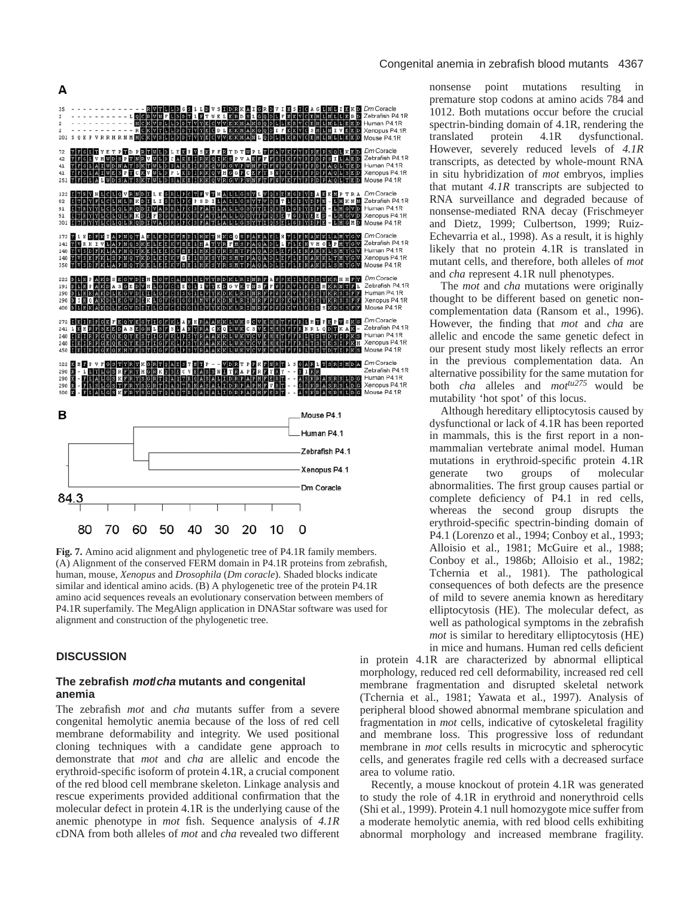**Fig. 7.** Amino acid alignment and phylogenetic tree of P4.1R family members. (A) Alignment of the conserved FERM domain in P4.1R proteins from zebrafish, human, mouse, *Xenopus* and *Drosophila* (*Dm coracle*). Shaded blocks indicate similar and identical amino acids. (B) A phylogenetic tree of the protein P4.1R amino acid sequences reveals an evolutionary conservation between members of P4.1R superfamily. The MegAlign application in DNAStar software was used for alignment and construction of the phylogenetic tree.

## DISCUSSION

### The zebrafish *mot*/*cha* mutants and congenital anemia

The zebrafish *mot* and *cha* mutants suffer from a severe congenital hemolytic anemia because of the loss of red cell membrane deformability and integrity. We used positional cloning techniques with a candidate gene approach to demonstrate that *mot* and *cha* are allelic and encode the erythroid-specific isoform of protein 4.1R, a crucial component of the red blood cell membrane skeleton. Linkage analysis and rescue experiments provided additional confirmation that the molecular defect in protein 4.1R is the underlying cause of the anemic phenotype in *mot* fish. Sequence analysis of *4.1R* cDNA from both alleles of *mot* and *cha* revealed two different nonsense point mutations resulting in premature stop codons at amino acids 784 and 1012. Both mutations occur before the crucial spectrin-binding domain of 4.1R, rendering the translated protein 4.1R dysfunctional. However, severely reduced levels of *4.1R* transcripts, as detected by whole-mount RNA in situ hybridization of *mot* embryos, implies that mutant *4.1R* transcripts are subjected to RNA surveillance and degraded because of nonsense-mediated RNA decay (Frischmeyer and Dietz, 1999; Culbertson, 1999; Ruiz-Echevarria et al., 1998). As a result, it is highly likely that no protein 4.1R is translated in mutant cells, and therefore, both alleles of *mot* and *cha* represent 4.1R null phenotypes.

The *mot* and *cha* mutations were originally thought to be different based on genetic non-complementation data (Ransom et al., 1996). However, the finding that *mot* and *cha* are allelic and encode the same genetic defect in our present study most likely reflects an error in the previous complementation data. An alternative possibility for the same mutation for both *cha* alleles and $mot^{tu275}$ would be mutability 'hot spot' of this locus.

Although hereditary elliptocytosis caused by dysfunctional or lack of 4.1R has been reported in mammals, this is the first report in a non-mammalian vertebrate animal model. Human mutations in erythroid-specific protein 4.1R generate two groups of molecular abnormalities. The first group causes partial or complete deficiency of P4.1 in red cells, whereas the second group disrupts the erythroid-specific spectrin-binding domain of P4.1 (Lorenzo et al., 1994; Conboy et al., 1993; Alloisio et al., 1981; McGuire et al., 1988; Conboy et al., 1986b; Alloisio et al., 1982; Tchernia et al., 1981). The pathological consequences of both defects are the presence of mild to severe anemia known as hereditary elliptocytosis (HE). The molecular defect, as well as pathological symptoms in the zebrafish *mot* is similar to hereditary elliptocytosis (HE) in mice and humans. Human red cells deficient in protein 4.1R are characterized by abnormal elliptical morphology, reduced red cell deformability, increased red cell membrane fragmentation and disrupted skeletal network (Tchernia et al., 1981; Yawata et al., 1997). Analysis of peripheral blood showed abnormal membrane spiculation and fragmentation in *mot* cells, indicative of cytoskeletal fragility and membrane loss. This progressive loss of redundant membrane in *mot* cells results in microcytic and spherocytic cells, and generates fragile red cells with a decreased surface area to volume ratio.

Recently, a mouse knockout of protein 4.1R was generated to study the role of 4.1R in erythroid and nonerythroid cells (Shi et al., 1999). Protein 4.1 null homozygote mice suffer from a moderate hemolytic anemia, with red blood cells exhibiting abnormal morphology and increased membrane fragility.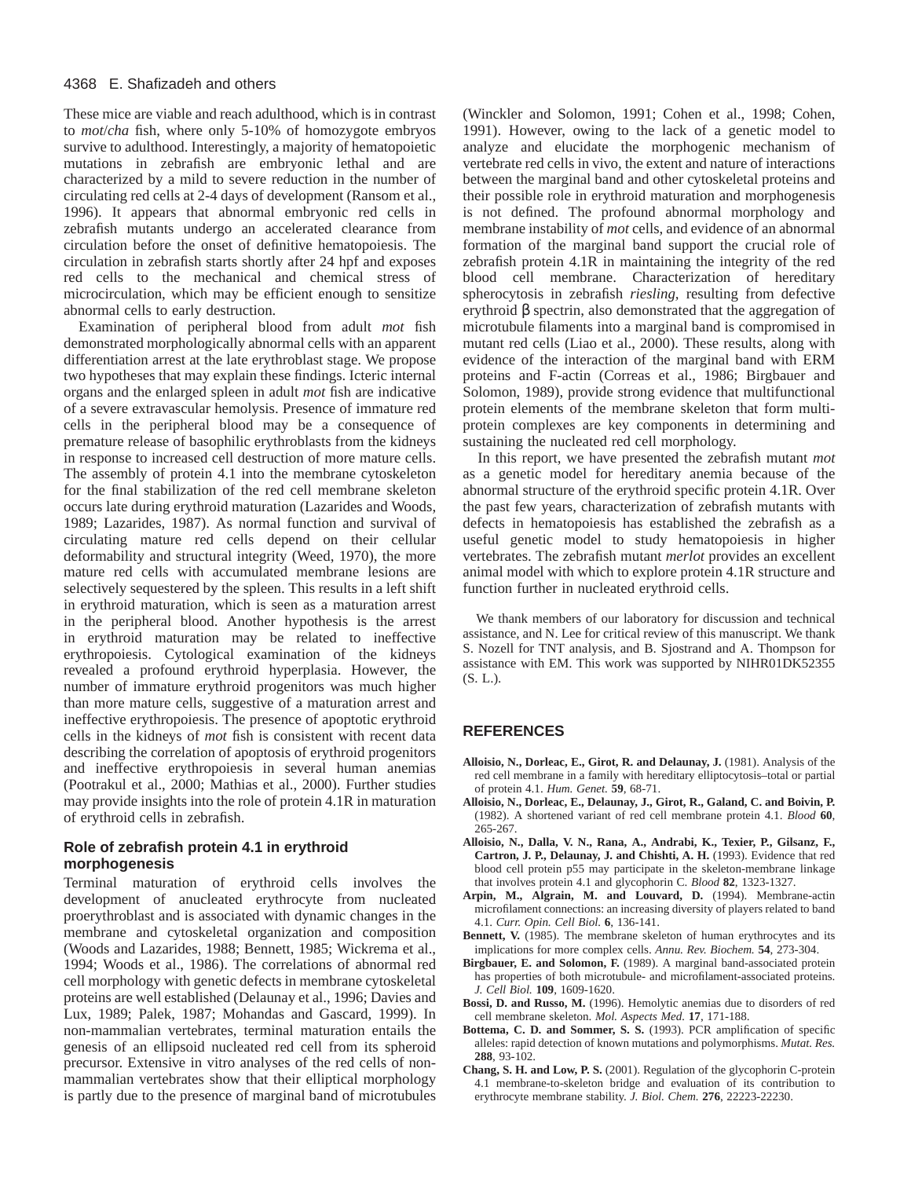These mice are viable and reach adulthood, which is in contrast to *mot*/*cha* fish, where only 5-10% of homozygote embryos survive to adulthood. Interestingly, a majority of hematopoietic mutations in zebrafish are embryonic lethal and are characterized by a mild to severe reduction in the number of circulating red cells at 2-4 days of development (Ransom et al., 1996). It appears that abnormal embryonic red cells in zebrafish mutants undergo an accelerated clearance from circulation before the onset of definitive hematopoiesis. The circulation in zebrafish starts shortly after 24 hpf and exposes red cells to the mechanical and chemical stress of microcirculation, which may be efficient enough to sensitize abnormal cells to early destruction.

Examination of peripheral blood from adult *mot* fish demonstrated morphologically abnormal cells with an apparent differentiation arrest at the late erythroblast stage. We propose two hypotheses that may explain these findings. Icteric internal organs and the enlarged spleen in adult *mot* fish are indicative of a severe extravascular hemolysis. Presence of immature red cells in the peripheral blood may be a consequence of premature release of basophilic erythroblasts from the kidneys in response to increased cell destruction of more mature cells. The assembly of protein 4.1 into the membrane cytoskeleton for the final stabilization of the red cell membrane skeleton occurs late during erythroid maturation (Lazarides and Woods, 1989; Lazarides, 1987). As normal function and survival of circulating mature red cells depend on their cellular deformability and structural integrity (Weed, 1970), the more mature red cells with accumulated membrane lesions are selectively sequestered by the spleen. This results in a left shift in erythroid maturation, which is seen as a maturation arrest in the peripheral blood. Another hypothesis is the arrest in erythroid maturation may be related to ineffective erythropoiesis. Cytological examination of the kidneys revealed a profound erythroid hyperplasia. However, the number of immature erythroid progenitors was much higher than more mature cells, suggestive of a maturation arrest and ineffective erythropoiesis. The presence of apoptotic erythroid cells in the kidneys of *mot* fish is consistent with recent data describing the correlation of apoptosis of erythroid progenitors and ineffective erythropoiesis in several human anemias (Pootrakul et al., 2000; Mathias et al., 2000). Further studies may provide insights into the role of protein 4.1R in maturation of erythroid cells in zebrafish.

### Role of zebrafish protein 4.1 in erythroid morphogenesis

Terminal maturation of erythroid cells involves the development of anucleated erythrocyte from nucleated proerythroblast and is associated with dynamic changes in the membrane and cytoskeletal organization and composition (Woods and Lazarides, 1988; Bennett, 1985; Wickrema et al., 1994; Woods et al., 1986). The correlations of abnormal red cell morphology with genetic defects in membrane cytoskeletal proteins are well established (Delaunay et al., 1996; Davies and Lux, 1989; Palek, 1987; Mohandas and Gascard, 1999). In non-mammalian vertebrates, terminal maturation entails the genesis of an ellipsoid nucleated red cell from its spheroid precursor. Extensive in vitro analyses of the red cells of non-mammalian vertebrates show that their elliptical morphology is partly due to the presence of marginal band of microtubules (Winckler and Solomon, 1991; Cohen et al., 1998; Cohen, 1991). However, owing to the lack of a genetic model to analyze and elucidate the morphogenic mechanism of vertebrate red cells in vivo, the extent and nature of interactions between the marginal band and other cytoskeletal proteins and their possible role in erythroid maturation and morphogenesis is not defined. The profound abnormal morphology and membrane instability of *mot* cells, and evidence of an abnormal formation of the marginal band support the crucial role of zebrafish protein 4.1R in maintaining the integrity of the red blood cell membrane. Characterization of hereditary spherocytosis in zebrafish *riesling*, resulting from defective erythroid β spectrin, also demonstrated that the aggregation of microtubule filaments into a marginal band is compromised in mutant red cells (Liao et al., 2000). These results, along with evidence of the interaction of the marginal band with ERM proteins and F-actin (Correas et al., 1986; Birgbauer and Solomon, 1989), provide strong evidence that multifunctional protein elements of the membrane skeleton that form multi-protein complexes are key components in determining and sustaining the nucleated red cell morphology.

In this report, we have presented the zebrafish mutant *mot* as a genetic model for hereditary anemia because of the abnormal structure of the erythroid specific protein 4.1R. Over the past few years, characterization of zebrafish mutants with defects in hematopoiesis has established the zebrafish as a useful genetic model to study hematopoiesis in higher vertebrates. The zebrafish mutant *merlot* provides an excellent animal model with which to explore protein 4.1R structure and function further in nucleated erythroid cells.

We thank members of our laboratory for discussion and technical assistance, and N. Lee for critical review of this manuscript. We thank S. Nozell for TNT analysis, and B. Sjostrand and A. Thompson for assistance with EM. This work was supported by NIHR01DK52355 (S. L.).

## REFERENCES

**Alloisio, N., Dorleac, E., Girot, R. and Delaunay, J.** (1981). Analysis of the red cell membrane in a family with hereditary elliptocytosis–total or partial of protein 4.1. *Hum. Genet.* **59**, 68-71.

**Alloisio, N., Dorleac, E., Delaunay, J., Girot, R., Galand, C. and Boivin, P.** (1982). A shortened variant of red cell membrane protein 4.1. *Blood* **60**, 265-267.

**Alloisio, N., Dalla, V. N., Rana, A., Andrabi, K., Texier, P., Gilsanz, F., Cartron, J. P., Delaunay, J. and Chishti, A. H.** (1993). Evidence that red blood cell protein p55 may participate in the skeleton-membrane linkage that involves protein 4.1 and glycophorin C. *Blood* **82**, 1323-1327.

**Arpin, M., Algrain, M. and Louvard, D.** (1994). Membrane-actin microfilament connections: an increasing diversity of players related to band 4.1. *Curr. Opin. Cell Biol.* **6**, 136-141.

**Bennett, V.** (1985). The membrane skeleton of human erythrocytes and its implications for more complex cells. *Annu. Rev. Biochem.* **54**, 273-304.

**Birgbauer, E. and Solomon, F.** (1989). A marginal band-associated protein has properties of both microtubule- and microfilament-associated proteins. *J. Cell Biol.* **109**, 1609-1620.

**Bossi, D. and Russo, M.** (1996). Hemolytic anemias due to disorders of red cell membrane skeleton. *Mol. Aspects Med.* **17**, 171-188.

**Bottema, C. D. and Sommer, S. S.** (1993). PCR amplification of specific alleles: rapid detection of known mutations and polymorphisms. *Mutat. Res.* **288**, 93-102.

**Chang, S. H. and Low, P. S.** (2001). Regulation of the glycophorin C-protein 4.1 membrane-to-skeleton bridge and evaluation of its contribution to erythrocyte membrane stability. *J. Biol. Chem.* **276**, 22223-22230.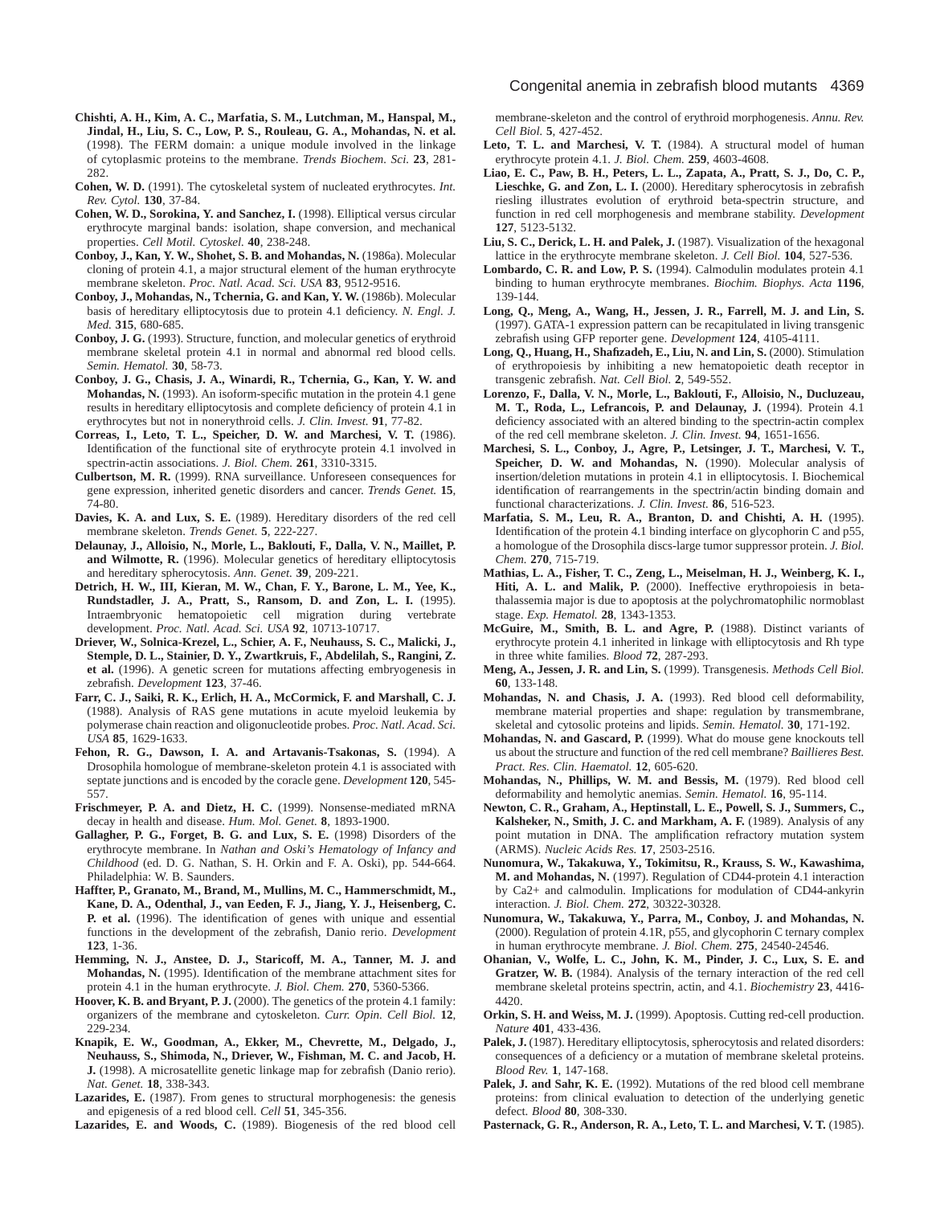**Chishti, A. H., Kim, A. C., Marfatia, S. M., Lutchman, M., Hanspal, M., Jindal, H., Liu, S. C., Low, P. S., Rouleau, G. A., Mohandas, N. et al.** (1998). The FERM domain: a unique module involved in the linkage of cytoplasmic proteins to the membrane. *Trends Biochem. Sci.* **23**, 281-282.

**Cohen, W. D.** (1991). The cytoskeletal system of nucleated erythrocytes. *Int. Rev. Cytol.* **130**, 37-84.

**Cohen, W. D., Sorokina, Y. and Sanchez, I.** (1998). Elliptical versus circular erythrocyte marginal bands: isolation, shape conversion, and mechanical properties. *Cell Motil. Cytoskel.* **40**, 238-248.

**Conboy, J., Kan, Y. W., Shohet, S. B. and Mohandas, N.** (1986a). Molecular cloning of protein 4.1, a major structural element of the human erythrocyte membrane skeleton. *Proc. Natl. Acad. Sci. USA* **83**, 9512-9516.

**Conboy, J., Mohandas, N., Tchernia, G. and Kan, Y. W.** (1986b). Molecular basis of hereditary elliptocytosis due to protein 4.1 deficiency. *N. Engl. J. Med.* **315**, 680-685.

**Conboy, J. G.** (1993). Structure, function, and molecular genetics of erythroid membrane skeletal protein 4.1 in normal and abnormal red blood cells. *Semin. Hematol.* **30**, 58-73.

**Conboy, J. G., Chasis, J. A., Winardi, R., Tchernia, G., Kan, Y. W. and Mohandas, N.** (1993). An isoform-specific mutation in the protein 4.1 gene results in hereditary elliptocytosis and complete deficiency of protein 4.1 in erythrocytes but not in nonerythroid cells. *J. Clin. Invest.* **91**, 77-82.

**Correas, I., Leto, T. L., Speicher, D. W. and Marchesi, V. T.** (1986). Identification of the functional site of erythrocyte protein 4.1 involved in spectrin-actin associations. *J. Biol. Chem.* **261**, 3310-3315.

**Culbertson, M. R.** (1999). RNA surveillance. Unforeseen consequences for gene expression, inherited genetic disorders and cancer. *Trends Genet.* **15**, 74-80.

**Davies, K. A. and Lux, S. E.** (1989). Hereditary disorders of the red cell membrane skeleton. *Trends Genet.* **5**, 222-227.

**Delaunay, J., Alloisio, N., Morle, L., Baklouti, F., Dalla, V. N., Maillet, P. and Wilmotte, R.** (1996). Molecular genetics of hereditary elliptocytosis and hereditary spherocytosis. *Ann. Genet.* **39**, 209-221.

**Detrich, H. W., III, Kieran, M. W., Chan, F. Y., Barone, L. M., Yee, K., Rundstadler, J. A., Pratt, S., Ransom, D. and Zon, L. I.** (1995). Intraembryonic hematopoietic cell migration during vertebrate development. *Proc. Natl. Acad. Sci. USA* **92**, 10713-10717.

**Driever, W., Solnica-Krezel, L., Schier, A. F., Neuhauss, S. C., Malicki, J., Stemple, D. L., Stainier, D. Y., Zwartkruis, F., Abdelilah, S., Rangini, Z. et al.** (1996). A genetic screen for mutations affecting embryogenesis in zebrafish. *Development* **123**, 37-46.

**Farr, C. J., Saiki, R. K., Erlich, H. A., McCormick, F. and Marshall, C. J.** (1988). Analysis of RAS gene mutations in acute myeloid leukemia by polymerase chain reaction and oligonucleotide probes. *Proc. Natl. Acad. Sci. USA* **85**, 1629-1633.

**Fehon, R. G., Dawson, I. A. and Artavanis-Tsakonas, S.** (1994). A Drosophila homologue of membrane-skeleton protein 4.1 is associated with septate junctions and is encoded by the coracle gene. *Development* **120**, 545-557.

**Frischmeyer, P. A. and Dietz, H. C.** (1999). Nonsense-mediated mRNA decay in health and disease. *Hum. Mol. Genet.* **8**, 1893-1900.

**Gallagher, P. G., Forget, B. G. and Lux, S. E.** (1998) Disorders of the erythrocyte membrane. In *Nathan and Oski's Hematology of Infancy and Childhood* (ed. D. G. Nathan, S. H. Orkin and F. A. Oski), pp. 544-664. Philadelphia: W. B. Saunders.

**Haffter, P., Granato, M., Brand, M., Mullins, M. C., Hammerschmidt, M., Kane, D. A., Odenthal, J., van Eeden, F. J., Jiang, Y. J., Heisenberg, C. P. et al.** (1996). The identification of genes with unique and essential functions in the development of the zebrafish, Danio rerio. *Development* **123**, 1-36.

**Hemming, N. J., Anstee, D. J., Staricoff, M. A., Tanner, M. J. and Mohandas, N.** (1995). Identification of the membrane attachment sites for protein 4.1 in the human erythrocyte. *J. Biol. Chem.* **270**, 5360-5366.

**Hoover, K. B. and Bryant, P. J.** (2000). The genetics of the protein 4.1 family: organizers of the membrane and cytoskeleton. *Curr. Opin. Cell Biol.* **12**, 229-234.

**Knapik, E. W., Goodman, A., Ekker, M., Chevrette, M., Delgado, J., Neuhauss, S., Shimoda, N., Driever, W., Fishman, M. C. and Jacob, H. J.** (1998). A microsatellite genetic linkage map for zebrafish (Danio rerio). *Nat. Genet.* **18**, 338-343.

**Lazarides, E.** (1987). From genes to structural morphogenesis: the genesis and epigenesis of a red blood cell. *Cell* **51**, 345-356.

**Lazarides, E. and Woods, C.** (1989). Biogenesis of the red blood cell membrane-skeleton and the control of erythroid morphogenesis. *Annu. Rev. Cell Biol.* **5**, 427-452.

**Leto, T. L. and Marchesi, V. T.** (1984). A structural model of human erythrocyte protein 4.1. *J. Biol. Chem.* **259**, 4603-4608.

**Liao, E. C., Paw, B. H., Peters, L. L., Zapata, A., Pratt, S. J., Do, C. P., Lieschke, G. and Zon, L. I.** (2000). Hereditary spherocytosis in zebrafish riesling illustrates evolution of erythroid beta-spectrin structure, and function in red cell morphogenesis and membrane stability. *Development* **127**, 5123-5132.

**Liu, S. C., Derick, L. H. and Palek, J.** (1987). Visualization of the hexagonal lattice in the erythrocyte membrane skeleton. *J. Cell Biol.* **104**, 527-536.

**Lombardo, C. R. and Low, P. S.** (1994). Calmodulin modulates protein 4.1 binding to human erythrocyte membranes. *Biochim. Biophys. Acta* **1196**, 139-144.

**Long, Q., Meng, A., Wang, H., Jessen, J. R., Farrell, M. J. and Lin, S.** (1997). GATA-1 expression pattern can be recapitulated in living transgenic zebrafish using GFP reporter gene. *Development* **124**, 4105-4111.

**Long, Q., Huang, H., Shafizadeh, E., Liu, N. and Lin, S.** (2000). Stimulation of erythropoiesis by inhibiting a new hematopoietic death receptor in transgenic zebrafish. *Nat. Cell Biol.* **2**, 549-552.

**Lorenzo, F., Dalla, V. N., Morle, L., Baklouti, F., Alloisio, N., Ducluzeau, M. T., Roda, L., Lefrancois, P. and Delaunay, J.** (1994). Protein 4.1 deficiency associated with an altered binding to the spectrin-actin complex of the red cell membrane skeleton. *J. Clin. Invest.* **94**, 1651-1656.

**Marchesi, S. L., Conboy, J., Agre, P., Letsinger, J. T., Marchesi, V. T., Speicher, D. W. and Mohandas, N.** (1990). Molecular analysis of insertion/deletion mutations in protein 4.1 in elliptocytosis. I. Biochemical identification of rearrangements in the spectrin/actin binding domain and functional characterizations. *J. Clin. Invest.* **86**, 516-523.

**Marfatia, S. M., Leu, R. A., Branton, D. and Chishti, A. H.** (1995). Identification of the protein 4.1 binding interface on glycophorin C and p55, a homologue of the Drosophila discs-large tumor suppressor protein. *J. Biol. Chem.* **270**, 715-719.

**Mathias, L. A., Fisher, T. C., Zeng, L., Meiselman, H. J., Weinberg, K. I., Hiti, A. L. and Malik, P.** (2000). Ineffective erythropoiesis in beta-thalassemia major is due to apoptosis at the polychromatophilic normoblast stage. *Exp. Hematol.* **28**, 1343-1353.

**McGuire, M., Smith, B. L. and Agre, P.** (1988). Distinct variants of erythrocyte protein 4.1 inherited in linkage with elliptocytosis and Rh type in three white families. *Blood* **72**, 287-293.

**Meng, A., Jessen, J. R. and Lin, S.** (1999). Transgenesis. *Methods Cell Biol.* **60**, 133-148.

**Mohandas, N. and Chasis, J. A.** (1993). Red blood cell deformability, membrane material properties and shape: regulation by transmembrane, skeletal and cytosolic proteins and lipids. *Semin. Hematol.* **30**, 171-192.

**Mohandas, N. and Gascard, P.** (1999). What do mouse gene knockouts tell us about the structure and function of the red cell membrane? *Baillieres Best. Pract. Res. Clin. Haematol.* **12**, 605-620.

**Mohandas, N., Phillips, W. M. and Bessis, M.** (1979). Red blood cell deformability and hemolytic anemias. *Semin. Hematol.* **16**, 95-114.

**Newton, C. R., Graham, A., Heptinstall, L. E., Powell, S. J., Summers, C., Kalsheker, N., Smith, J. C. and Markham, A. F.** (1989). Analysis of any point mutation in DNA. The amplification refractory mutation system (ARMS). *Nucleic Acids Res.* **17**, 2503-2516.

**Nunomura, W., Takakuwa, Y., Tokimitsu, R., Krauss, S. W., Kawashima, M. and Mohandas, N.** (1997). Regulation of CD44-protein 4.1 interaction by Ca2+ and calmodulin. Implications for modulation of CD44-ankyrin interaction. *J. Biol. Chem.* **272**, 30322-30328.

**Nunomura, W., Takakuwa, Y., Parra, M., Conboy, J. and Mohandas, N.** (2000). Regulation of protein 4.1R, p55, and glycophorin C ternary complex in human erythrocyte membrane. *J. Biol. Chem.* **275**, 24540-24546.

**Ohanian, V., Wolfe, L. C., John, K. M., Pinder, J. C., Lux, S. E. and Gratzer, W. B.** (1984). Analysis of the ternary interaction of the red cell membrane skeletal proteins spectrin, actin, and 4.1. *Biochemistry* **23**, 4416-4420.

**Orkin, S. H. and Weiss, M. J.** (1999). Apoptosis. Cutting red-cell production. *Nature* **401**, 433-436.

**Palek, J.** (1987). Hereditary elliptocytosis, spherocytosis and related disorders: consequences of a deficiency or a mutation of membrane skeletal proteins. *Blood Rev.* **1**, 147-168.

**Palek, J. and Sahr, K. E.** (1992). Mutations of the red blood cell membrane proteins: from clinical evaluation to detection of the underlying genetic defect. *Blood* **80**, 308-330.

**Pasternack, G. R., Anderson, R. A., Leto, T. L. and Marchesi, V. T.** (1985).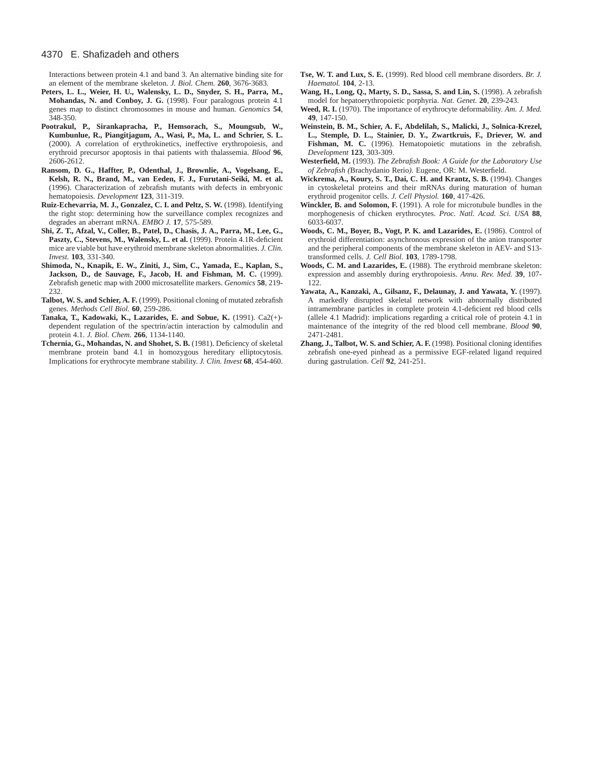Interactions between protein 4.1 and band 3. An alternative binding site for an element of the membrane skeleton. *J. Biol. Chem.* **260**, 3676-3683.

**Peters, L. L., Weier, H. U., Walensky, L. D., Snyder, S. H., Parra, M., Mohandas, N. and Conboy, J. G.** (1998). Four paralogous protein 4.1 genes map to distinct chromosomes in mouse and human. *Genomics* **54**, 348-350.

**Pootrakul, P., Sirankapracha, P., Hemsorach, S., Moungsub, W., Kumbunlue, R., Piangitjagum, A., Wasi, P., Ma, L. and Schrier, S. L.** (2000). A correlation of erythrokinetics, ineffective erythropoiesis, and erythroid precursor apoptosis in thai patients with thalassemia. *Blood* **96**, 2606-2612.

**Ransom, D. G., Haffter, P., Odenthal, J., Brownlie, A., Vogelsang, E., Kelsh, R. N., Brand, M., van Eeden, F. J., Furutani-Seiki, M. et al.** (1996). Characterization of zebrafish mutants with defects in embryonic hematopoiesis. *Development* **123**, 311-319.

**Ruiz-Echevarria, M. J., Gonzalez, C. I. and Peltz, S. W.** (1998). Identifying the right stop: determining how the surveillance complex recognizes and degrades an aberrant mRNA. *EMBO J.* **17**, 575-589.

**Shi, Z. T., Afzal, V., Coller, B., Patel, D., Chasis, J. A., Parra, M., Lee, G., Paszty, C., Stevens, M., Walensky, L. et al.** (1999). Protein 4.1R-deficient mice are viable but have erythroid membrane skeleton abnormalities. *J. Clin. Invest.* **103**, 331-340.

**Shimoda, N., Knapik, E. W., Ziniti, J., Sim, C., Yamada, E., Kaplan, S., Jackson, D., de Sauvage, F., Jacob, H. and Fishman, M. C.** (1999). Zebrafish genetic map with 2000 microsatellite markers. *Genomics* **58**, 219-232.

**Talbot, W. S. and Schier, A. F.** (1999). Positional cloning of mutated zebrafish genes. *Methods Cell Biol.* **60**, 259-286.

**Tanaka, T., Kadowaki, K., Lazarides, E. and Sobue, K.** (1991). Ca2(+)-dependent regulation of the spectrin/actin interaction by calmodulin and protein 4.1. *J. Biol. Chem.* **266**, 1134-1140.

**Tchernia, G., Mohandas, N. and Shohet, S. B.** (1981). Deficiency of skeletal membrane protein band 4.1 in homozygous hereditary elliptocytosis. Implications for erythrocyte membrane stability. *J. Clin. Invest* **68**, 454-460.

**Tse, W. T. and Lux, S. E.** (1999). Red blood cell membrane disorders. *Br. J. Haematol.* **104**, 2-13.

**Wang, H., Long, Q., Marty, S. D., Sassa, S. and Lin, S.** (1998). A zebrafish model for hepatoerythropoietic porphyria. *Nat. Genet.* **20**, 239-243.

**Weed, R. I.** (1970). The importance of erythrocyte deformability. *Am. J. Med.* **49**, 147-150.

**Weinstein, B. M., Schier, A. F., Abdelilah, S., Malicki, J., Solnica-Krezel, L., Stemple, D. L., Stainier, D. Y., Zwartkruis, F., Driever, W. and Fishman, M. C.** (1996). Hematopoietic mutations in the zebrafish. *Development* **123**, 303-309.

**Westerfield, M.** (1993). *The Zebrafish Book: A Guide for the Laboratory Use of Zebrafish (*Brachydanio Rerio*).* Eugene, OR: M. Westerfield.

**Wickrema, A., Koury, S. T., Dai, C. H. and Krantz, S. B.** (1994). Changes in cytoskeletal proteins and their mRNAs during maturation of human erythroid progenitor cells. *J. Cell Physiol.* **160**, 417-426.

**Winckler, B. and Solomon, F.** (1991). A role for microtubule bundles in the morphogenesis of chicken erythrocytes. *Proc. Natl. Acad. Sci. USA* **88**, 6033-6037.

**Woods, C. M., Boyer, B., Vogt, P. K. and Lazarides, E.** (1986). Control of erythroid differentiation: asynchronous expression of the anion transporter and the peripheral components of the membrane skeleton in AEV- and S13-transformed cells. *J. Cell Biol.* **103**, 1789-1798.

**Woods, C. M. and Lazarides, E.** (1988). The erythroid membrane skeleton: expression and assembly during erythropoiesis. *Annu. Rev. Med.* **39**, 107-122.

**Yawata, A., Kanzaki, A., Gilsanz, F., Delaunay, J. and Yawata, Y.** (1997). A markedly disrupted skeletal network with abnormally distributed intramembrane particles in complete protein 4.1-deficient red blood cells (allele 4.1 Madrid): implications regarding a critical role of protein 4.1 in maintenance of the integrity of the red blood cell membrane. *Blood* **90**, 2471-2481.

**Zhang, J., Talbot, W. S. and Schier, A. F.** (1998). Positional cloning identifies zebrafish one-eyed pinhead as a permissive EGF-related ligand required during gastrulation. *Cell* **92**, 241-251.